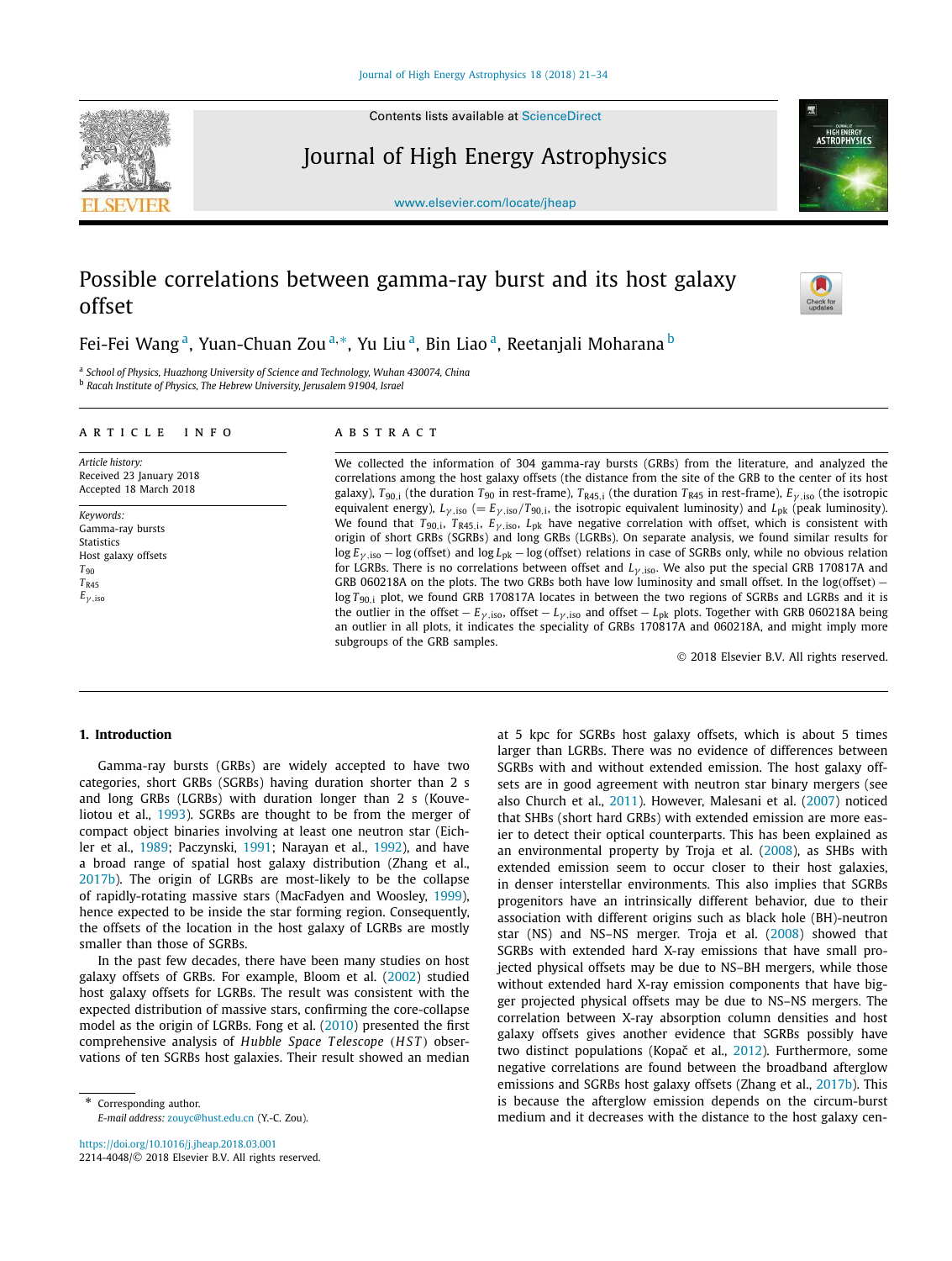# Possible correlations between gamma-ray burst and its host galaxy offset

Fei-Fei Wang[a], Yuan-Chuan Zou[a,*], Yu Liu[a], Bin Liao[a], Reetanjali Moharana[b]

[a] School of Physics, Huazhong University of Science and Technology, Wuhan 430074, China
[b] Racah Institute of Physics, The Hebrew University, Jerusalem 91904, Israel

## ARTICLE INFO

*Article history:*
Received 23 January 2018
Accepted 18 March 2018

*Keywords:*
Gamma-ray bursts
Statistics
Host galaxy offsets
$T_{90}$
$T_{R45}$
$E_{\gamma,\rm iso}$

## ABSTRACT

We collected the information of 304 gamma-ray bursts (GRBs) from the literature, and analyzed the correlations among the host galaxy offsets (the distance from the site of the GRB to the center of its host galaxy), $T_{90,\rm i}$ (the duration $T_{90}$ in rest-frame), $T_{\rm R45,i}$ (the duration $T_{\rm R45}$ in rest-frame), $E_{\gamma,\rm iso}$ (the isotropic equivalent energy), $L_{\gamma,\rm iso}$ ($= E_{\gamma,\rm iso}/T_{90,\rm i}$, the isotropic equivalent luminosity) and $L_{\rm pk}$ (peak luminosity). We found that $T_{90,\rm i}$, $T_{\rm R45,i}$, $E_{\gamma,\rm iso}$, $L_{\rm pk}$ have negative correlation with offset, which is consistent with origin of short GRBs (SGRBs) and long GRBs (LGRBs). On separate analysis, we found similar results for $\log E_{\gamma,\rm iso} - \log(\text{offset})$ and $\log L_{\rm pk} - \log(\text{offset})$ relations in case of SGRBs only, while no obvious relation for LGRBs. There is no correlations between offset and $L_{\gamma,\rm iso}$. We also put the special GRB 170817A and GRB 060218A on the plots. The two GRBs both have low luminosity and small offset. In the $\log(\text{offset}) - \log T_{90,\rm i}$ plot, we found GRB 170817A locates in between the two regions of SGRBs and LGRBs and it is the outlier in the offset $- E_{\gamma,\rm iso}$, offset $- L_{\gamma,\rm iso}$ and offset $- L_{\rm pk}$ plots. Together with GRB 060218A being an outlier in all plots, it indicates the speciality of GRBs 170817A and 060218A, and might imply more subgroups of the GRB samples.

© 2018 Elsevier B.V. All rights reserved.

## 1. Introduction

Gamma-ray bursts (GRBs) are widely accepted to have two categories, short GRBs (SGRBs) having duration shorter than 2 s and long GRBs (LGRBs) with duration longer than 2 s (Kouveliotou et al., 1993). SGRBs are thought to be from the merger of compact object binaries involving at least one neutron star (Eichler et al., 1989; Paczynski, 1991; Narayan et al., 1992), and have a broad range of spatial host galaxy distribution (Zhang et al., 2017b). The origin of LGRBs are most-likely to be the collapse of rapidly-rotating massive stars (MacFadyen and Woosley, 1999), hence expected to be inside the star forming region. Consequently, the offsets of the location in the host galaxy of LGRBs are mostly smaller than those of SGRBs.

In the past few decades, there have been many studies on host galaxy offsets of GRBs. For example, Bloom et al. (2002) studied host galaxy offsets for LGRBs. The result was consistent with the expected distribution of massive stars, confirming the core-collapse model as the origin of LGRBs. Fong et al. (2010) presented the first comprehensive analysis of *Hubble Space Telescope* (*HST*) observations of ten SGRBs host galaxies. Their result showed an median at 5 kpc for SGRBs host galaxy offsets, which is about 5 times larger than LGRBs. There was no evidence of differences between SGRBs with and without extended emission. The host galaxy offsets are in good agreement with neutron star binary mergers (see also Church et al., 2011). However, Malesani et al. (2007) noticed that SHBs (short hard GRBs) with extended emission are more easier to detect their optical counterparts. This has been explained as an environmental property by Troja et al. (2008), as SHBs with extended emission seem to occur closer to their host galaxies, in denser interstellar environments. This also implies that SGRBs progenitors have an intrinsically different behavior, due to their association with different origins such as black hole (BH)-neutron star (NS) and NS–NS merger. Troja et al. (2008) showed that SGRBs with extended hard X-ray emissions that have small projected physical offsets may be due to NS–BH mergers, while those without extended hard X-ray emission components that have bigger projected physical offsets may be due to NS–NS mergers. The correlation between X-ray absorption column densities and host galaxy offsets gives another evidence that SGRBs possibly have two distinct populations (Kopač et al., 2012). Furthermore, some negative correlations are found between the broadband afterglow emissions and SGRBs host galaxy offsets (Zhang et al., 2017b). This is because the afterglow emission depends on the circum-burst medium and it decreases with the distance to the host galaxy cen-

\* Corresponding author.
*E-mail address:* zouyc@hust.edu.cn (Y.-C. Zou).

https://doi.org/10.1016/j.jheap.2018.03.001
2214-4048/© 2018 Elsevier B.V. All rights reserved.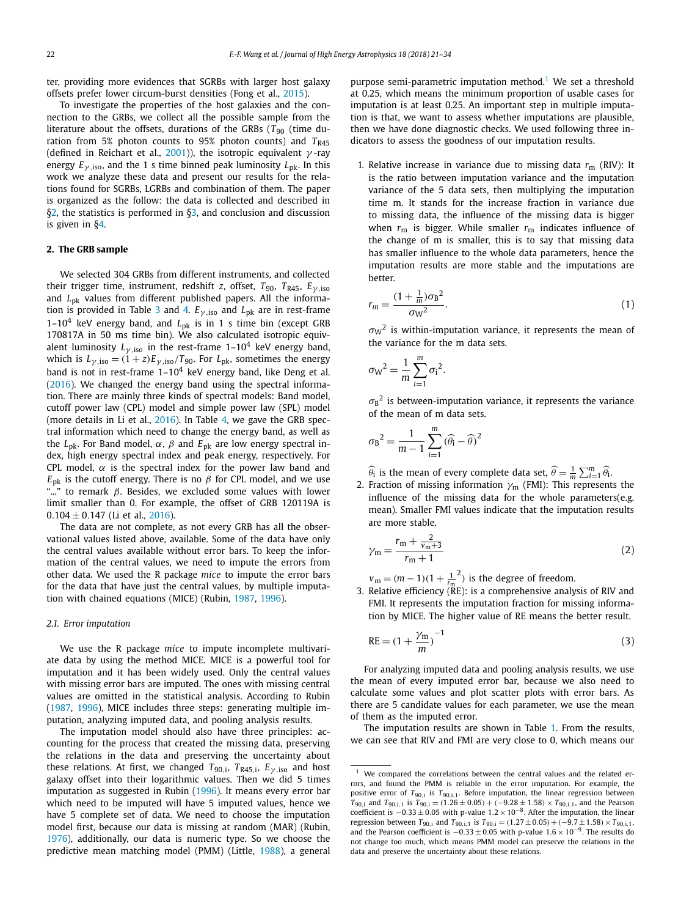ter, providing more evidences that SGRBs with larger host galaxy offsets prefer lower circum-burst densities (Fong et al., 2015).

To investigate the properties of the host galaxies and the connection to the GRBs, we collect all the possible sample from the literature about the offsets, durations of the GRBs ($T_{90}$ (time duration from 5% photon counts to 95% photon counts) and $T_{R45}$ (defined in Reichart et al., 2001)), the isotropic equivalent $\gamma$-ray energy $E_{\gamma,\rm iso}$, and the 1 s time binned peak luminosity $L_{\rm pk}$. In this work we analyze these data and present our results for the relations found for SGRBs, LGRBs and combination of them. The paper is organized as the follow: the data is collected and described in §2, the statistics is performed in §3, and conclusion and discussion is given in §4.

## 2. The GRB sample

We selected 304 GRBs from different instruments, and collected their trigger time, instrument, redshift $z$, offset, $T_{90}$, $T_{R45}$, $E_{\gamma,\rm iso}$ and $L_{\rm pk}$ values from different published papers. All the information is provided in Table 3 and 4. $E_{\gamma,\rm iso}$ and $L_{\rm pk}$ are in rest-frame 1–$10^4$ keV energy band, and $L_{\rm pk}$ is in 1 s time bin (except GRB 170817A in 50 ms time bin). We also calculated isotropic equivalent luminosity $L_{\gamma,\rm iso}$ in the rest-frame 1–$10^4$ keV energy band, which is $L_{\gamma,\rm iso} = (1+z)E_{\gamma,\rm iso}/T_{90}$. For $L_{\rm pk}$, sometimes the energy band is not in rest-frame 1–$10^4$ keV energy band, like Deng et al. (2016). We changed the energy band using the spectral information. There are mainly three kinds of spectral models: Band model, cutoff power law (CPL) model and simple power law (SPL) model (more details in Li et al., 2016). In Table 4, we gave the GRB spectral information which need to change the energy band, as well as the $L_{\rm pk}$. For Band model, $\alpha$, $\beta$ and $E_{\rm pk}$ are low energy spectral index, high energy spectral index and peak energy, respectively. For CPL model, $\alpha$ is the spectral index for the power law band and $E_{\rm pk}$ is the cutoff energy. There is no $\beta$ for CPL model, and we use "..." to remark $\beta$. Besides, we excluded some values with lower limit smaller than 0. For example, the offset of GRB 120119A is $0.104 \pm 0.147$ (Li et al., 2016).

The data are not complete, as not every GRB has all the observational values listed above, available. Some of the data have only the central values available without error bars. To keep the information of the central values, we need to impute the errors from other data. We used the R package *mice* to impute the error bars for the data that have just the central values, by multiple imputation with chained equations (MICE) (Rubin, 1987, 1996).

### 2.1. Error imputation

We use the R package *mice* to impute incomplete multivariate data by using the method MICE. MICE is a powerful tool for imputation and it has been widely used. Only the central values with missing error bars are imputed. The ones with missing central values are omitted in the statistical analysis. According to Rubin (1987, 1996), MICE includes three steps: generating multiple imputation, analyzing imputed data, and pooling analysis results.

The imputation model should also have three principles: accounting for the process that created the missing data, preserving the relations in the data and preserving the uncertainty about these relations. At first, we changed $T_{90,\rm i}$, $T_{\rm R45,i}$, $E_{\gamma,\rm iso}$ and host galaxy offset into their logarithmic values. Then we did 5 times imputation as suggested in Rubin (1996). It means every error bar which need to be imputed will have 5 imputed values, hence we have 5 complete set of data. We need to choose the imputation model first, because our data is missing at random (MAR) (Rubin, 1976), additionally, our data is numeric type. So we choose the predictive mean matching model (PMM) (Little, 1988), a general purpose semi-parametric imputation method.[1] We set a threshold at 0.25, which means the minimum proportion of usable cases for imputation is at least 0.25. An important step in multiple imputation is that, we want to assess whether imputations are plausible, then we have done diagnostic checks. We used following three indicators to assess the goodness of our imputation results.

1. Relative increase in variance due to missing data $r_{\rm m}$ (RIV): It is the ratio between imputation variance and the imputation variance of the 5 data sets, then multiplying the imputation time m. It stands for the increase fraction in variance due to missing data, the influence of the missing data is bigger when $r_{\rm m}$ is bigger. While smaller $r_{\rm m}$ indicates influence of the change of m is smaller, this is to say that missing data has smaller influence to the whole data parameters, hence the imputation results are more stable and the imputations are better.

$$r_m = \frac{(1+\frac{1}{m})\sigma_{\rm B}{}^2}{\sigma_{\rm W}{}^2}. \tag{1}$$

$\sigma_{\rm W}{}^2$ is within-imputation variance, it represents the mean of the variance for the m data sets.

$$\sigma_{\rm W}{}^2 = \frac{1}{m}\sum_{i=1}^{m}\sigma_{\rm i}{}^2.$$

$\sigma_{\rm B}{}^2$ is between-imputation variance, it represents the variance of the mean of m data sets.

$$\sigma_{\rm B}{}^2 = \frac{1}{m-1}\sum_{i=1}^{m}(\widehat{\theta}_{\rm i} - \widehat{\theta})^2$$

$\widehat{\theta}_{\rm i}$ is the mean of every complete data set, $\widehat{\theta} = \frac{1}{m}\sum_{i=1}^{m}\widehat{\theta}_{\rm i}$.

2. Fraction of missing information $\gamma_{\rm m}$ (FMI): This represents the influence of the missing data for the whole parameters(e.g. mean). Smaller FMI values indicate that the imputation results are more stable.

$$\gamma_{\rm m} = \frac{r_{\rm m} + \frac{2}{v_{\rm m}+3}}{r_{\rm m}+1} \tag{2}$$

$v_{\rm m} = (m-1)(1+\frac{1}{r_{\rm m}}{}^2)$ is the degree of freedom.

3. Relative efficiency (RE): is a comprehensive analysis of RIV and FMI. It represents the imputation fraction for missing information by MICE. The higher value of RE means the better result.

$$\mathrm{RE} = (1+\frac{\gamma_{\rm m}}{m})^{-1} \tag{3}$$

For analyzing imputed data and pooling analysis results, we use the mean of every imputed error bar, because we also need to calculate some values and plot scatter plots with error bars. As there are 5 candidate values for each parameter, we use the mean of them as the imputed error.

The imputation results are shown in Table 1. From the results, we can see that RIV and FMI are very close to 0, which means our

---

[1] We compared the correlations between the central values and the related errors, and found the PMM is reliable in the error imputation. For example, the positive error of $T_{90,\rm i}$ is $T_{90,\rm i,1}$. Before imputation, the linear regression between $T_{90,\rm i}$ and $T_{90,\rm i,1}$ is $T_{90,\rm i} = (1.26 \pm 0.05) + (-9.28 \pm 1.58) \times T_{90,\rm i,1}$, and the Pearson coefficient is $-0.33 \pm 0.05$ with p-value $1.2 \times 10^{-8}$. After the imputation, the linear regression between $T_{90,\rm i}$ and $T_{90,\rm i,1}$ is $T_{90,\rm i} = (1.27 \pm 0.05) + (-9.7 \pm 1.58) \times T_{90,\rm i,1}$, and the Pearson coefficient is $-0.33 \pm 0.05$ with p-value $1.6 \times 10^{-9}$. The results do not change too much, which means PMM model can preserve the relations in the data and preserve the uncertainty about these relations.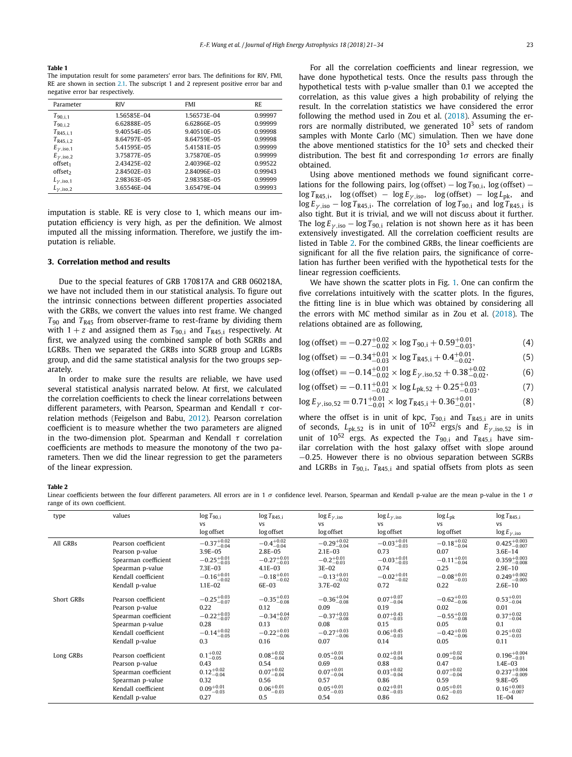**Table 1**
The imputation result for some parameters' error bars. The definitions for RIV, FMI, RE are shown in section 2.1. The subscript 1 and 2 represent positive error bar and negative error bar respectively.

| Parameter | RIV | FMI | RE |
|---|---|---|---|
| $T_{90,i,1}$ | 1.56585E–04 | 1.56573E–04 | 0.99997 |
| $T_{90,i,2}$ | 6.62888E–05 | 6.62866E–05 | 0.99999 |
| $T_{R45,i,1}$ | 9.40554E–05 | 9.40510E–05 | 0.99998 |
| $T_{R45,i,2}$ | 8.64797E–05 | 8.64759E–05 | 0.99998 |
| $E_{\gamma,iso,1}$ | 5.41595E–05 | 5.41581E–05 | 0.99999 |
| $E_{\gamma,iso,2}$ | 3.75877E–05 | 3.75870E–05 | 0.99999 |
| $offset_1$ | 2.43425E–02 | 2.40396E–02 | 0.99522 |
| $offset_2$ | 2.84502E–03 | 2.84096E–03 | 0.99943 |
| $L_{\gamma,iso,1}$ | 2.98363E–05 | 2.98358E–05 | 0.99999 |
| $L_{\gamma,iso,2}$ | 3.65546E–04 | 3.65479E–04 | 0.99993 |

imputation is stable. RE is very close to 1, which means our imputation efficiency is very high, as per the definition. We almost imputed all the missing information. Therefore, we justify the imputation is reliable.

## 3. Correlation method and results

Due to the special features of GRB 170817A and GRB 060218A, we have not included them in our statistical analysis. To figure out the intrinsic connections between different properties associated with the GRBs, we convert the values into rest frame. We changed $T_{90}$ and $T_{R45}$ from observer-frame to rest-frame by dividing them with $1+z$ and assigned them as $T_{90,i}$ and $T_{R45,i}$ respectively. At first, we analyzed using the combined sample of both SGRBs and LGRBs. Then we separated the GRBs into SGRB group and LGRBs group, and did the same statistical analysis for the two groups separately.

In order to make sure the results are reliable, we have used several statistical analysis narrated below. At first, we calculated the correlation coefficients to check the linear correlations between different parameters, with Pearson, Spearman and Kendall $\tau$ correlation methods (Feigelson and Babu, 2012). Pearson correlation coefficient is to measure whether the two parameters are aligned in the two-dimension plot. Spearman and Kendall $\tau$ correlation coefficients are methods to measure the monotony of the two parameters. Then we did the linear regression to get the parameters of the linear expression.

For all the correlation coefficients and linear regression, we have done hypothetical tests. Once the results pass through the hypothetical tests with p-value smaller than 0.1 we accepted the correlation, as this value gives a high probability of relying the result. In the correlation statistics we have considered the error following the method used in Zou et al. (2018). Assuming the errors are normally distributed, we generated $10^3$ sets of random samples with Monte Carlo (MC) simulation. Then we have done the above mentioned statistics for the $10^3$ sets and checked their distribution. The best fit and corresponding $1\sigma$ errors are finally obtained.

Using above mentioned methods we found significant correlations for the following pairs, $\log(\text{offset}) - \log T_{90,i}$, $\log(\text{offset}) - \log T_{R45,i}$, $\log(\text{offset}) - \log E_{\gamma,iso}$, $\log(\text{offset}) - \log L_{pk}$, and $\log E_{\gamma,iso} - \log T_{R45,i}$. The correlation of $\log T_{90,i}$ and $\log T_{R45,i}$ is also tight. But it is trivial, and we will not discuss about it further. The $\log E_{\gamma,iso} - \log T_{90,i}$ relation is not shown here as it has been extensively investigated. All the correlation coefficient results are listed in Table 2. For the combined GRBs, the linear coefficients are significant for all the five relation pairs, the significance of correlation has further been verified with the hypothetical tests for the linear regression coefficients.

We have shown the scatter plots in Fig. 1. One can confirm the five correlations intuitively with the scatter plots. In the figures, the fitting line is in blue which was obtained by considering all the errors with MC method similar as in Zou et al. (2018). The relations obtained are as following,

$$\log(\text{offset}) = -0.27^{+0.02}_{-0.02} \times \log T_{90,i} + 0.59^{+0.01}_{-0.03}, \tag{4}$$

$$\log(\text{offset}) = -0.34^{+0.01}_{-0.03} \times \log T_{R45,i} + 0.4^{+0.01}_{-0.02}, \tag{5}$$

$$\log(\text{offset}) = -0.14^{+0.02}_{-0.02} \times \log E_{\gamma,iso,52} + 0.38^{+0.02}_{-0.02}, \tag{6}$$

$$\log(\text{offset}) = -0.11^{+0.02}_{-0.02} \times \log L_{pk,52} + 0.25^{+0.03}_{-0.03}, \tag{7}$$

$$\log E_{\gamma,iso,52} = 0.71^{+0.01}_{-0.01} \times \log T_{R45,i} + 0.36^{+0.01}_{-0.01}, \tag{8}$$

where the offset is in unit of kpc, $T_{90,i}$ and $T_{R45,i}$ are in units of seconds, $L_{pk,52}$ is in unit of $10^{52}$ ergs/s and $E_{\gamma,iso,52}$ is in unit of $10^{52}$ ergs. As expected the $T_{90,i}$ and $T_{R45,i}$ have similar correlation with the host galaxy offset with slope around $-0.25$. However there is no obvious separation between SGRBs and LGRBs in $T_{90,i}$, $T_{R45,i}$ and spatial offsets from plots as seen

**Table 2**
Linear coefficients between the four different parameters. All errors are in 1 $\sigma$ confidence level. Pearson, Spearman and Kendall p-value are the mean p-value in the 1 $\sigma$ range of its own coefficient.

| type | values | $\log T_{90,i}$ vs $\log$ offset | $\log T_{R45,i}$ vs $\log$ offset | $\log E_{\gamma,iso}$ vs $\log$ offset | $\log L_{\gamma,iso}$ vs $\log$ offset | $\log L_{pk}$ vs $\log$ offset | $\log T_{R45,i}$ vs $\log E_{\gamma,iso}$ |
|---|---|---|---|---|---|---|---|
| All GRBs | Pearson coefficient | $-0.37^{+0.02}_{-0.04}$ | $-0.4^{+0.02}_{-0.04}$ | $-0.29^{+0.02}_{-0.04}$ | $-0.03^{+0.01}_{-0.03}$ | $-0.18^{+0.02}_{-0.04}$ | $0.425^{+0.003}_{-0.007}$ |
| | Pearson p-value | 3.9E–05 | 2.8E–05 | 2.1E–03 | 0.73 | 0.07 | 3.6E–14 |
| | Spearman coefficient | $-0.25^{+0.01}_{-0.03}$ | $-0.27^{+0.01}_{-0.03}$ | $-0.2^{+0.01}_{-0.03}$ | $-0.03^{+0.01}_{-0.03}$ | $-0.11^{+0.01}_{-0.04}$ | $0.359^{+0.003}_{-0.008}$ |
| | Spearman p-value | 7.3E–03 | 4.1E–03 | 3E–02 | 0.74 | 0.25 | 2.9E–10 |
| | Kendall coefficient | $-0.16^{+0.01}_{-0.02}$ | $-0.18^{+0.01}_{-0.02}$ | $-0.13^{+0.01}_{-0.02}$ | $-0.02^{+0.01}_{-0.02}$ | $-0.08^{+0.01}_{-0.03}$ | $0.249^{+0.002}_{-0.005}$ |
| | Kendall p-value | 1.1E–02 | 6E–03 | 3.7E–02 | 0.72 | 0.22 | 2.6E–10 |
| Short GRBs | Pearson coefficient | $-0.25^{+0.03}_{-0.07}$ | $-0.35^{+0.03}_{-0.08}$ | $-0.36^{+0.04}_{-0.08}$ | $0.07^{+0.07}_{-0.04}$ | $-0.62^{+0.03}_{-0.06}$ | $0.53^{+0.01}_{-0.04}$ |
| | Pearson p-value | 0.22 | 0.12 | 0.09 | 0.19 | 0.02 | 0.01 |
| | Spearman coefficient | $-0.22^{+0.03}_{-0.07}$ | $-0.34^{+0.04}_{-0.07}$ | $-0.37^{+0.03}_{-0.08}$ | $0.07^{+0.43}_{-0.03}$ | $-0.55^{+0.03}_{-0.08}$ | $0.37^{+0.02}_{-0.04}$ |
| | Spearman p-value | 0.28 | 0.13 | 0.08 | 0.15 | 0.05 | 0.1 |
| | Kendall coefficient | $-0.14^{+0.02}_{-0.05}$ | $-0.22^{+0.03}_{-0.06}$ | $-0.27^{+0.03}_{-0.06}$ | $0.06^{+0.45}_{-0.03}$ | $-0.42^{+0.03}_{-0.06}$ | $0.25^{+0.02}_{-0.03}$ |
| | Kendall p-value | 0.3 | 0.16 | 0.07 | 0.14 | 0.05 | 0.11 |
| Long GRBs | Pearson coefficient | $0.1^{+0.02}_{-0.05}$ | $0.08^{+0.02}_{-0.04}$ | $0.05^{+0.01}_{-0.04}$ | $0.02^{+0.01}_{-0.04}$ | $0.09^{+0.02}_{-0.04}$ | $0.196^{+0.004}_{-0.01}$ |
| | Pearson p-value | 0.43 | 0.54 | 0.69 | 0.88 | 0.47 | 1.4E–03 |
| | Spearman coefficient | $0.12^{+0.02}_{-0.04}$ | $0.07^{+0.02}_{-0.04}$ | $0.07^{+0.01}_{-0.04}$ | $0.03^{+0.02}_{-0.04}$ | $0.07^{+0.02}_{-0.04}$ | $0.237^{+0.004}_{-0.009}$ |
| | Spearman p-value | 0.32 | 0.56 | 0.57 | 0.86 | 0.59 | 9.8E–05 |
| | Kendall coefficient | $0.09^{+0.01}_{-0.03}$ | $0.06^{+0.01}_{-0.03}$ | $0.05^{+0.01}_{-0.03}$ | $0.02^{+0.01}_{-0.03}$ | $0.05^{+0.01}_{-0.03}$ | $0.16^{+0.003}_{-0.007}$ |
| | Kendall p-value | 0.27 | 0.5 | 0.54 | 0.86 | 0.62 | 1E–04 |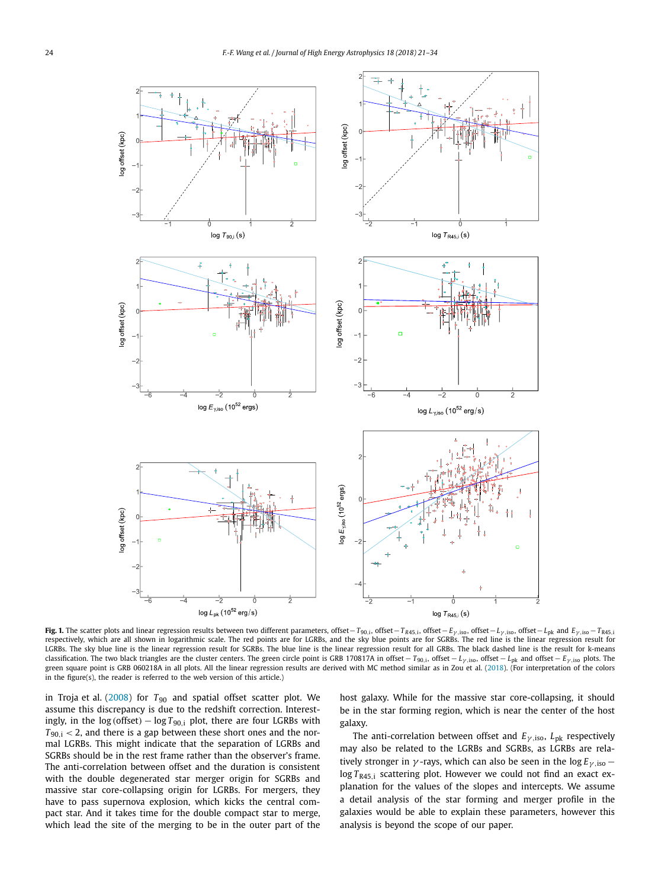**Fig. 1.** The scatter plots and linear regression results between two different parameters, offset $-T_{90,\mathrm{i}}$, offset $-T_{R45,\mathrm{i}}$, offset $-E_{\gamma,\mathrm{iso}}$, offset $-L_{\gamma,\mathrm{iso}}$, offset $-L_{\mathrm{pk}}$ and $E_{\gamma,\mathrm{iso}}-T_{\mathrm{R45,i}}$ respectively, which are all shown in logarithmic scale. The red points are for LGRBs, and the sky blue points are for SGRBs. The red line is the linear regression result for LGRBs. The sky blue line is the linear regression result for SGRBs. The blue line is the linear regression result for all GRBs. The black dashed line is the result for k-means classification. The two black triangles are the cluster centers. The green circle point is GRB 170817A in offset $-T_{90,\mathrm{i}}$, offset $-L_{\gamma,\mathrm{iso}}$, offset $-L_{\mathrm{pk}}$ and offset $-E_{\gamma,\mathrm{iso}}$ plots. The green square point is GRB 060218A in all plots. All the linear regression results are derived with MC method similar as in Zou et al. (2018). (For interpretation of the colors in the figure(s), the reader is referred to the web version of this article.)

in Troja et al. (2008) for $T_{90}$ and spatial offset scatter plot. We assume this discrepancy is due to the redshift correction. Interestingly, in the $\log(\mathrm{offset}) - \log T_{90,\mathrm{i}}$ plot, there are four LGRBs with $T_{90,\mathrm{i}} < 2$, and there is a gap between these short ones and the normal LGRBs. This might indicate that the separation of LGRBs and SGRBs should be in the rest frame rather than the observer's frame. The anti-correlation between offset and the duration is consistent with the double degenerated star merger origin for SGRBs and massive star core-collapsing origin for LGRBs. For mergers, they have to pass supernova explosion, which kicks the central compact star. And it takes time for the double compact star to merge, which lead the site of the merging to be in the outer part of the host galaxy. While for the massive star core-collapsing, it should be in the star forming region, which is near the center of the host galaxy.

The anti-correlation between offset and $E_{\gamma,\mathrm{iso}}$, $L_{\mathrm{pk}}$ respectively may also be related to the LGRBs and SGRBs, as LGRBs are relatively stronger in $\gamma$-rays, which can also be seen in the $\log E_{\gamma,\mathrm{iso}} - \log T_{\mathrm{R45,i}}$ scattering plot. However we could not find an exact explanation for the values of the slopes and intercepts. We assume a detail analysis of the star forming and merger profile in the galaxies would be able to explain these parameters, however this analysis is beyond the scope of our paper.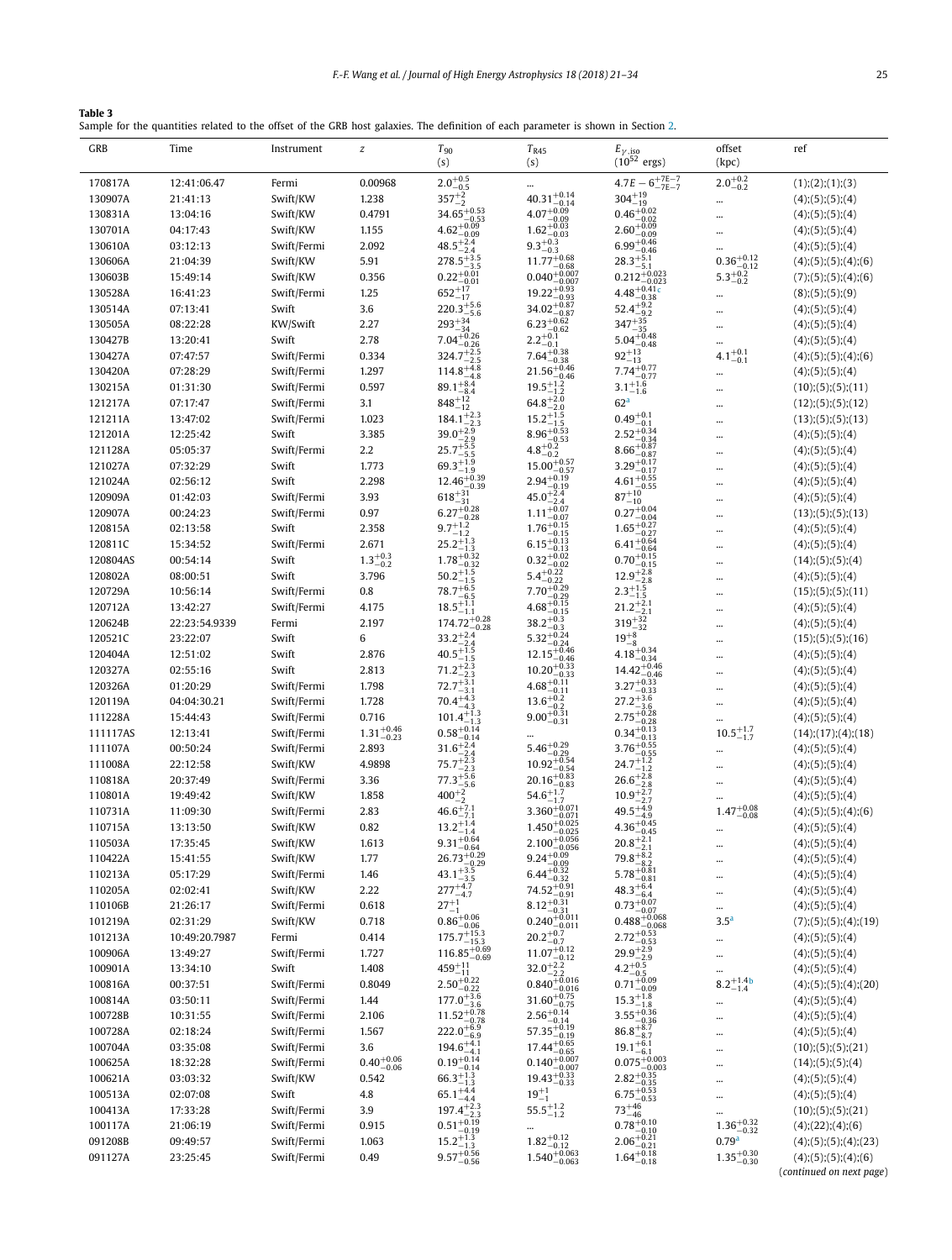**Table 3**
Sample for the quantities related to the offset of the GRB host galaxies. The definition of each parameter is shown in Section 2.

| GRB | Time | Instrument | z | $T_{90}$ (s) | $T_{R45}$ (s) | $E_{\gamma,\mathrm{iso}}$ ($10^{52}$ ergs) | offset (kpc) | ref |
|---|---|---|---|---|---|---|---|---|
| 170817A | 12:41:06.47 | Fermi | 0.00968 | $2.0^{+0.5}_{-0.5}$ | ... | $4.7E-6^{+7E-7}_{-7E-7}$ | $2.0^{+0.2}_{-0.2}$ | (1);(2);(1);(3) |
| 130907A | 21:41:13 | Swift/KW | 1.238 | $357^{+2}_{-2}$ | $40.31^{+0.14}_{-0.14}$ | $304^{+19}_{-19}$ | ... | (4);(5);(5);(4) |
| 130831A | 13:04:16 | Swift/KW | 0.4791 | $34.65^{+0.53}_{-0.53}$ | $4.07^{+0.09}_{-0.09}$ | $0.46^{+0.02}_{-0.02}$ | ... | (4);(5);(5);(4) |
| 130701A | 04:17:43 | Swift/KW | 1.155 | $4.62^{+0.09}_{-0.09}$ | $1.62^{+0.03}_{-0.03}$ | $2.60^{+0.09}_{-0.09}$ | ... | (4);(5);(5);(4) |
| 130610A | 03:12:13 | Swift/Fermi | 2.092 | $48.5^{+2.4}_{-2.4}$ | $9.3^{+0.3}_{-0.3}$ | $6.99^{+0.46}_{-0.46}$ | ... | (4);(5);(5);(4) |
| 130606A | 21:04:39 | Swift/KW | 5.91 | $278.5^{+3.5}_{-3.5}$ | $11.77^{+0.68}_{-0.68}$ | $28.3^{+5.1}_{-5.1}$ | $0.36^{+0.12}_{-0.12}$ | (4);(5);(5);(4);(6) |
| 130603B | 15:49:14 | Swift/KW | 0.356 | $0.22^{+0.01}_{-0.01}$ | $0.040^{+0.007}_{-0.007}$ | $0.212^{+0.023}_{-0.023}$ | $5.3^{+0.2}_{-0.2}$ | (7);(5);(5);(4);(6) |
| 130528A | 16:41:23 | Swift/Fermi | 1.25 | $652^{+17}_{-17}$ | $19.22^{+0.93}_{-0.93}$ | $4.48^{+0.41}_{-0.38}$[c] | ... | (8);(5);(5);(9) |
| 130514A | 07:13:41 | Swift | 3.6 | $220.3^{+5.6}_{-5.6}$ | $34.02^{+0.87}_{-0.87}$ | $52.4^{+9.2}_{-9.2}$ | ... | (4);(5);(5);(4) |
| 130505A | 08:22:28 | KW/Swift | 2.27 | $293^{+34}_{-34}$ | $6.23^{+0.62}_{-0.62}$ | $347^{+35}_{-35}$ | ... | (4);(5);(5);(4) |
| 130427B | 13:20:41 | Swift | 2.78 | $7.04^{+0.26}_{-0.26}$ | $2.2^{+0.1}_{-0.1}$ | $5.04^{+0.48}_{-0.48}$ | ... | (4);(5);(5);(4) |
| 130427A | 07:47:57 | Swift/Fermi | 0.334 | $324.7^{+2.5}_{-2.5}$ | $7.64^{+0.38}_{-0.38}$ | $92^{+13}_{-13}$ | $4.1^{+0.1}_{-0.1}$ | (4);(5);(5);(4);(6) |
| 130420A | 07:28:29 | Swift/Fermi | 1.297 | $114.8^{+4.8}_{-4.8}$ | $21.56^{+0.46}_{-0.46}$ | $7.74^{+0.77}_{-0.77}$ | ... | (4);(5);(5);(4) |
| 130215A | 01:31:30 | Swift/Fermi | 0.597 | $89.1^{+8.4}_{-8.4}$ | $19.5^{+1.2}_{-1.2}$ | $3.1^{+1.6}_{-1.6}$ | ... | (10);(5);(5);(11) |
| 121217A | 07:17:47 | Swift/Fermi | 3.1 | $848^{+12}_{-12}$ | $64.8^{+2.0}_{-2.0}$ | $62$[a] | ... | (12);(5);(5);(12) |
| 121211A | 13:47:02 | Swift/Fermi | 1.023 | $184.1^{+2.3}_{-2.3}$ | $15.2^{+1.5}_{-1.5}$ | $0.49^{+0.1}_{-0.1}$ | ... | (13);(5);(5);(13) |
| 121201A | 12:25:42 | Swift | 3.385 | $39.0^{+2.9}_{-2.9}$ | $8.96^{+0.53}_{-0.53}$ | $2.52^{+0.34}_{-0.34}$ | ... | (4);(5);(5);(4) |
| 121128A | 05:05:37 | Swift/Fermi | 2.2 | $25.7^{+5.5}_{-5.5}$ | $4.8^{+0.2}_{-0.2}$ | $8.66^{+0.87}_{-0.87}$ | ... | (4);(5);(5);(4) |
| 121027A | 07:32:29 | Swift | 1.773 | $69.3^{+1.9}_{-1.9}$ | $15.00^{+0.57}_{-0.57}$ | $3.29^{+0.17}_{-0.17}$ | ... | (4);(5);(5);(4) |
| 121024A | 02:56:12 | Swift | 2.298 | $12.46^{+0.39}_{-0.39}$ | $2.94^{+0.19}_{-0.19}$ | $4.61^{+0.55}_{-0.55}$ | ... | (4);(5);(5);(4) |
| 120909A | 01:42:03 | Swift/Fermi | 3.93 | $618^{+31}_{-31}$ | $45.0^{+2.4}_{-2.4}$ | $87^{+10}_{-10}$ | ... | (4);(5);(5);(4) |
| 120907A | 00:24:23 | Swift/Fermi | 0.97 | $6.27^{+0.28}_{-0.28}$ | $1.11^{+0.07}_{-0.07}$ | $0.27^{+0.04}_{-0.04}$ | ... | (13);(5);(5);(13) |
| 120815A | 02:13:58 | Swift | 2.358 | $9.7^{+1.2}_{-1.2}$ | $1.76^{+0.15}_{-0.15}$ | $1.65^{+0.27}_{-0.27}$ | ... | (4);(5);(5);(4) |
| 120811C | 15:34:52 | Swift/Fermi | 2.671 | $25.2^{+1.3}_{-1.3}$ | $6.15^{+0.13}_{-0.13}$ | $6.41^{+0.64}_{-0.64}$ | ... | (4);(5);(5);(4) |
| 120804AS | 00:54:14 | Swift | $1.3^{+0.3}_{-0.2}$ | $1.78^{+0.32}_{-0.32}$ | $0.32^{+0.02}_{-0.02}$ | $0.70^{+0.15}_{-0.15}$ | ... | (14);(5);(5);(4) |
| 120802A | 08:00:51 | Swift | 3.796 | $50.2^{+1.5}_{-1.5}$ | $5.4^{+0.22}_{-0.22}$ | $12.9^{+2.8}_{-2.8}$ | ... | (4);(5);(5);(4) |
| 120729A | 10:56:14 | Swift/Fermi | 0.8 | $78.7^{+6.5}_{-6.5}$ | $7.70^{+0.29}_{-0.29}$ | $2.3^{+1.5}_{-1.5}$ | ... | (15);(5);(5);(11) |
| 120712A | 13:42:27 | Swift/Fermi | 4.175 | $18.5^{+1.1}_{-1.1}$ | $4.68^{+0.15}_{-0.15}$ | $21.2^{+2.1}_{-2.1}$ | ... | (4);(5);(5);(4) |
| 120624B | 22:23:54.9339 | Fermi | 2.197 | $174.72^{+0.28}_{-0.28}$ | $38.2^{+0.3}_{-0.3}$ | $319^{+32}_{-32}$ | ... | (4);(5);(5);(4) |
| 120521C | 23:22:07 | Swift | 6 | $33.2^{+2.4}_{-2.4}$ | $5.32^{+0.24}_{-0.24}$ | $19^{+8}_{-8}$ | ... | (15);(5);(5);(16) |
| 120404A | 12:51:02 | Swift | 2.876 | $40.5^{+1.5}_{-1.5}$ | $12.15^{+0.46}_{-0.46}$ | $4.18^{+0.34}_{-0.34}$ | ... | (4);(5);(5);(4) |
| 120327A | 02:55:16 | Swift | 2.813 | $71.2^{+2.3}_{-2.3}$ | $10.20^{+0.33}_{-0.33}$ | $14.42^{+0.46}_{-0.46}$ | ... | (4);(5);(5);(4) |
| 120326A | 01:20:29 | Swift/Fermi | 1.798 | $72.7^{+3.1}_{-3.1}$ | $4.68^{+0.11}_{-0.11}$ | $3.27^{+0.33}_{-0.33}$ | ... | (4);(5);(5);(4) |
| 120119A | 04:04:30.21 | Swift/Fermi | 1.728 | $70.4^{+4.3}_{-4.3}$ | $13.6^{+0.2}_{-0.2}$ | $27.2^{+3.6}_{-3.6}$ | ... | (4);(5);(5);(4) |
| 111228A | 15:44:43 | Swift/Fermi | 0.716 | $101.4^{+1.3}_{-1.3}$ | $9.00^{+0.31}_{-0.31}$ | $2.75^{+0.28}_{-0.28}$ | ... | (4);(5);(5);(4) |
| 111117AS | 12:13:41 | Swift/Fermi | $1.31^{+0.46}_{-0.23}$ | $0.58^{+0.14}_{-0.14}$ | ... | $0.34^{+0.13}_{-0.13}$ | $10.5^{+1.7}_{-1.7}$ | (14);(17);(4);(18) |
| 111107A | 00:50:24 | Swift/Fermi | 2.893 | $31.6^{+2.4}_{-2.4}$ | $5.46^{+0.29}_{-0.29}$ | $3.76^{+0.55}_{-0.55}$ | ... | (4);(5);(5);(4) |
| 111008A | 22:12:58 | Swift/KW | 4.9898 | $75.7^{+2.3}_{-2.3}$ | $10.92^{+0.54}_{-0.54}$ | $24.7^{+1.2}_{-1.2}$ | ... | (4);(5);(5);(4) |
| 110818A | 20:37:49 | Swift/Fermi | 3.36 | $77.3^{+5.6}_{-5.6}$ | $20.16^{+0.83}_{-0.83}$ | $26.6^{+2.8}_{-2.8}$ | ... | (4);(5);(5);(4) |
| 110801A | 19:49:42 | Swift/KW | 1.858 | $400^{+2}_{-2}$ | $54.6^{+1.7}_{-1.7}$ | $10.9^{+2.7}_{-2.7}$ | ... | (4);(5);(5);(4) |
| 110731A | 11:09:30 | Swift/Fermi | 2.83 | $46.6^{+7.1}_{-7.1}$ | $3.360^{+0.071}_{-0.071}$ | $49.5^{+4.9}_{-4.9}$ | $1.47^{+0.08}_{-0.08}$ | (4);(5);(5);(4);(6) |
| 110715A | 13:13:50 | Swift/KW | 0.82 | $13.2^{+1.4}_{-1.4}$ | $1.450^{+0.025}_{-0.025}$ | $4.36^{+0.45}_{-0.45}$ | ... | (4);(5);(5);(4) |
| 110503A | 17:35:45 | Swift/KW | 1.613 | $9.31^{+0.64}_{-0.64}$ | $2.100^{+0.056}_{-0.056}$ | $20.8^{+2.1}_{-2.1}$ | ... | (4);(5);(5);(4) |
| 110422A | 15:41:55 | Swift/KW | 1.77 | $26.73^{+0.29}_{-0.29}$ | $9.24^{+0.09}_{-0.09}$ | $79.8^{+8.2}_{-8.2}$ | ... | (4);(5);(5);(4) |
| 110213A | 05:17:29 | Swift/Fermi | 1.46 | $43.1^{+3.5}_{-3.5}$ | $6.44^{+0.32}_{-0.32}$ | $5.78^{+0.81}_{-0.81}$ | ... | (4);(5);(5);(4) |
| 110205A | 02:02:41 | Swift/KW | 2.22 | $277^{+4.7}_{-4.7}$ | $74.52^{+0.91}_{-0.91}$ | $48.3^{+6.4}_{-6.4}$ | ... | (4);(5);(5);(4) |
| 110106B | 21:26:17 | Swift/Fermi | 0.618 | $27^{+1}_{-1}$ | $8.12^{+0.31}_{-0.31}$ | $0.73^{+0.07}_{-0.07}$ | ... | (4);(5);(5);(4) |
| 101219A | 02:31:29 | Swift/KW | 0.718 | $0.86^{+0.06}_{-0.06}$ | $0.240^{+0.011}_{-0.011}$ | $0.488^{+0.068}_{-0.068}$ | 3.5[a] | (7);(5);(5);(4);(19) |
| 101213A | 10:49:20.7987 | Fermi | 0.414 | $175.7^{+15.3}_{-15.3}$ | $20.2^{+0.7}_{-0.7}$ | $2.72^{+0.53}_{-0.53}$ | ... | (4);(5);(5);(4) |
| 100906A | 13:49:27 | Swift/Fermi | 1.727 | $116.85^{+0.69}_{-0.69}$ | $11.07^{+0.12}_{-0.12}$ | $29.9^{+2.9}_{-2.9}$ | ... | (4);(5);(5);(4) |
| 100901A | 13:34:10 | Swift | 1.408 | $459^{+11}_{-11}$ | $32.0^{+2.2}_{-2.2}$ | $4.2^{+0.5}_{-0.5}$ | ... | (4);(5);(5);(4) |
| 100816A | 00:37:51 | Swift/Fermi | 0.8049 | $2.50^{+0.22}_{-0.22}$ | $0.840^{+0.016}_{-0.016}$ | $0.71^{+0.09}_{-0.09}$ | $8.2^{+1.4}_{-1.4}$[b] | (4);(5);(5);(4);(20) |
| 100814A | 03:50:11 | Swift/Fermi | 1.44 | $177.0^{+3.6}_{-3.6}$ | $31.60^{+0.75}_{-0.75}$ | $15.3^{+1.8}_{-1.8}$ | ... | (4);(5);(5);(4) |
| 100728B | 10:31:55 | Swift/Fermi | 2.106 | $11.52^{+0.78}_{-0.78}$ | $2.56^{+0.14}_{-0.14}$ | $3.55^{+0.36}_{-0.36}$ | ... | (4);(5);(5);(4) |
| 100728A | 02:18:24 | Swift/Fermi | 1.567 | $222.0^{+6.9}_{-6.9}$ | $57.35^{+0.19}_{-0.19}$ | $86.8^{+8.7}_{-8.7}$ | ... | (4);(5);(5);(4) |
| 100704A | 03:35:08 | Swift/Fermi | 3.6 | $194.6^{+4.1}_{-4.1}$ | $17.44^{+0.65}_{-0.65}$ | $19.1^{+6.1}_{-6.1}$ | ... | (10);(5);(5);(21) |
| 100625A | 18:32:28 | Swift/Fermi | $0.40^{+0.06}_{-0.06}$ | $0.19^{+0.14}_{-0.14}$ | $0.140^{+0.007}_{-0.007}$ | $0.075^{+0.003}_{-0.003}$ | ... | (14);(5);(5);(4) |
| 100621A | 03:03:32 | Swift/KW | 0.542 | $66.3^{+1.3}_{-1.3}$ | $19.43^{+0.33}_{-0.33}$ | $2.82^{+0.35}_{-0.35}$ | ... | (4);(5);(5);(4) |
| 100513A | 02:07:08 | Swift | 4.8 | $65.1^{+4.4}_{-4.4}$ | $19^{+1}_{-1}$ | $6.75^{+0.53}_{-0.53}$ | ... | (4);(5);(5);(4) |
| 100413A | 17:33:28 | Swift/Fermi | 3.9 | $197.4^{+2.3}_{-2.3}$ | $55.5^{+1.2}_{-1.2}$ | $73^{+46}_{-46}$ | ... | (10);(5);(5);(21) |
| 100117A | 21:06:19 | Swift/Fermi | 0.915 | $0.51^{+0.19}_{-0.19}$ | ... | $0.78^{+0.10}_{-0.10}$ | $1.36^{+0.32}_{-0.32}$ | (4);(22);(4);(6) |
| 091208B | 09:49:57 | Swift/Fermi | 1.063 | $15.2^{+1.3}_{-1.3}$ | $1.82^{+0.12}_{-0.12}$ | $2.06^{+0.21}_{-0.21}$ | 0.79[a] | (4);(5);(5);(4);(23) |
| 091127A | 23:25:45 | Swift/Fermi | 0.49 | $9.57^{+0.56}_{-0.56}$ | $1.540^{+0.063}_{-0.063}$ | $1.64^{+0.18}_{-0.18}$ | $1.35^{+0.30}_{-0.30}$ | (4);(5);(5);(4);(6) |

(continued on next page)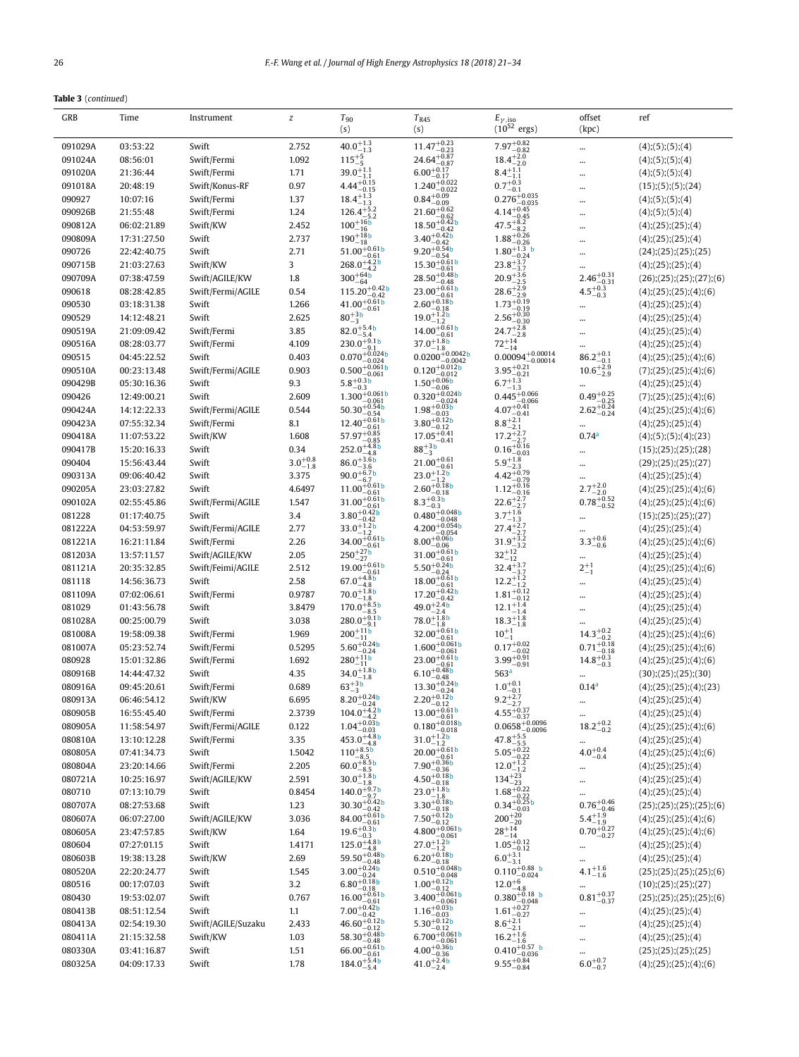**Table 3** (*continued*)

| GRB | Time | Instrument | $z$ | $T_{90}$ (s) | $T_{R45}$ (s) | $E_{\gamma,\mathrm{iso}}$ ($10^{52}$ ergs) | offset (kpc) | ref |
|---|---|---|---|---|---|---|---|---|
| 091029A | 03:53:22 | Swift | 2.752 | $40.0^{+1.3}_{-1.3}$ | $11.47^{+0.23}_{-0.23}$ | $7.97^{+0.82}_{-0.82}$ | ... | (4);(5);(5);(4) |
| 091024A | 08:56:01 | Swift/Fermi | 1.092 | $115^{+5}_{-5}$ | $24.64^{+0.87}_{-0.87}$ | $18.4^{+2.0}_{-2.0}$ | ... | (4);(5);(5);(4) |
| 091020A | 21:36:44 | Swift/Fermi | 1.71 | $39.0^{+1.1}_{-1.1}$ | $6.00^{+0.17}_{-0.17}$ | $8.4^{+1.1}_{-1.1}$ | ... | (4);(5);(5);(4) |
| 091018A | 20:48:19 | Swift/Konus-RF | 0.97 | $4.44^{+0.15}_{-0.15}$ | $1.240^{+0.022}_{-0.022}$ | $0.7^{+0.3}_{-0.1}$ | ... | (15);(5);(5);(24) |
| 090927 | 10:07:16 | Swift/Fermi | 1.37 | $18.4^{+1.3}_{-1.3}$ | $0.84^{+0.09}_{-0.09}$ | $0.276^{+0.035}_{-0.035}$ | ... | (4);(5);(5);(4) |
| 090926B | 21:55:48 | Swift/Fermi | 1.24 | $126.4^{+5.2}_{-5.2}$ | $21.60^{+0.62}_{-0.62}$ | $4.14^{+0.45}_{-0.45}$ | ... | (4);(5);(5);(4) |
| 090812A | 06:02:21.89 | Swift/KW | 2.452 | $100^{+16b}_{-16}$ | $18.50^{+0.42b}_{-0.42}$ | $47.5^{+8.2}_{-8.2}$ | ... | (4);(25);(25);(4) |
| 090809A | 17:31:27.50 | Swift | 2.737 | $190^{+18b}_{-18}$ | $3.40^{+0.42b}_{-0.42}$ | $1.88^{+0.26}_{-0.26}$ | ... | (4);(25);(25);(4) |
| 090726 | 22:42:40.75 | Swift | 2.71 | $51.00^{+0.61b}_{-0.61}$ | $9.20^{+0.54b}_{-0.54}$ | $1.80^{+1.3\ b}_{-0.24}$ | ... | (24);(25);(25);(25) |
| 090715B | 21:03:27.63 | Swift/KW | 3 | $268.0^{+4.2b}_{-4.2}$ | $15.30^{+0.61b}_{-0.61}$ | $23.8^{+3.7}_{-3.7}$ | ... | (4);(25);(25);(4) |
| 090709A | 07:38:47.59 | Swift/AGILE/KW | 1.8 | $300^{+64b}_{-64}$ | $28.50^{+0.48b}_{-0.48}$ | $20.9^{+3.6}_{-2.5}$ | $2.46^{+0.31}_{-0.31}$ | (26);(25);(25);(27);(6) |
| 090618 | 08:28:42.85 | Swift/Fermi/AGILE | 0.54 | $115.20^{+0.42b}_{-0.42}$ | $23.00^{+0.61b}_{-0.61}$ | $28.6^{+2.9}_{-2.9}$ | $4.5^{+0.3}_{-0.3}$ | (4);(25);(25);(4);(6) |
| 090530 | 03:18:31.38 | Swift | 1.266 | $41.00^{+0.61b}_{-0.61}$ | $2.60^{+0.18b}_{-0.18}$ | $1.73^{+0.19}_{-0.19}$ | ... | (4);(25);(25);(4) |
| 090529 | 14:12:48.21 | Swift | 2.625 | $80^{+3b}_{-3}$ | $19.0^{+1.2b}_{-1.2}$ | $2.56^{+0.30}_{-0.30}$ | ... | (4);(25);(25);(4) |
| 090519A | 21:09:09.42 | Swift/Fermi | 3.85 | $82.0^{+5.4b}_{-5.4}$ | $14.00^{+0.61b}_{-0.61}$ | $24.7^{+2.8}_{-2.8}$ | ... | (4);(25);(25);(4) |
| 090516A | 08:28:03.77 | Swift/Fermi | 4.109 | $230.0^{+9.1b}_{-9.1}$ | $37.0^{+1.8b}_{-1.8}$ | $72^{+14}_{-14}$ | ... | (4);(25);(25);(4) |
| 090515 | 04:45:22.52 | Swift | 0.403 | $0.070^{+0.024b}_{-0.024}$ | $0.0200^{+0.0042b}_{-0.0042}$ | $0.00094^{+0.00014}_{-0.00014}$ | $86.2^{+0.1}_{-0.1}$ | (4);(25);(25);(4);(6) |
| 090510A | 00:23:13.48 | Swift/Fermi/AGILE | 0.903 | $0.500^{+0.061b}_{-0.061}$ | $0.120^{+0.012b}_{-0.012}$ | $3.95^{+0.21}_{-0.21}$ | $10.6^{+2.9}_{-2.9}$ | (7);(25);(25);(4);(6) |
| 090429B | 05:30:16.36 | Swift | 9.3 | $5.8^{+0.3b}_{-0.3}$ | $1.50^{+0.06b}_{-0.06}$ | $6.7^{+1.3}_{-1.3}$ | ... | (4);(25);(25);(4) |
| 090426 | 12:49:00.21 | Swift | 2.609 | $1.300^{+0.061b}_{-0.061}$ | $0.320^{+0.024b}_{-0.024}$ | $0.445^{+0.066}_{-0.066}$ | $0.49^{+0.25}_{-0.25}$ | (7);(25);(25);(4);(6) |
| 090424A | 14:12:22.33 | Swift/Fermi/AGILE | 0.544 | $50.30^{+0.54b}_{-0.54}$ | $1.98^{+0.03b}_{-0.03}$ | $4.07^{+0.41}_{-0.41}$ | $2.62^{+0.24}_{-0.24}$ | (4);(25);(25);(4);(6) |
| 090423A | 07:55:32.34 | Swift/Fermi | 8.1 | $12.40^{+0.61b}_{-0.61}$ | $3.80^{+0.12b}_{-0.12}$ | $8.8^{+2.1}_{-2.1}$ | ... | (4);(25);(25);(4) |
| 090418A | 11:07:53.22 | Swift/KW | 1.608 | $57.97^{+0.85}_{-0.85}$ | $17.05^{+0.41}_{-0.41}$ | $17.2^{+2.7}_{-2.7}$ | $0.74^{a}$ | (4);(5);(5);(4);(23) |
| 090417B | 15:20:16.33 | Swift | 0.34 | $252.0^{+4.8b}_{-4.8}$ | $88^{+3b}_{-3}$ | $0.16^{+0.16}_{-0.03}$ | ... | (15);(25);(25);(28) |
| 090404 | 15:56:43.44 | Swift | $3.0^{+0.8}_{-1.8}$ | $86.0^{+3.6b}_{-3.6}$ | $21.00^{+0.61}_{-0.61}$ | $5.9^{+1.8}_{-2.3}$ | ... | (29);(25);(25);(27) |
| 090313A | 09:06:40.42 | Swift | 3.375 | $90.0^{+6.7b}_{-6.7}$ | $23.0^{+1.2b}_{-1.2}$ | $4.42^{+0.79}_{-0.79}$ | ... | (4);(25);(25);(4) |
| 090205A | 23:03:27.82 | Swift | 4.6497 | $11.00^{+0.61b}_{-0.61}$ | $2.60^{+0.18b}_{-0.18}$ | $1.12^{+0.16}_{-0.16}$ | $2.7^{+2.0}_{-2.0}$ | (4);(25);(25);(4);(6) |
| 090102A | 02:55:45.86 | Swift/Fermi/AGILE | 1.547 | $31.00^{+0.61b}_{-0.61}$ | $8.3^{+0.3b}_{-0.3}$ | $22.6^{+2.7}_{-2.7}$ | $0.78^{+0.52}_{-0.52}$ | (4);(25);(25);(4);(6) |
| 081228 | 01:17:40.75 | Swift | 3.4 | $3.80^{+0.42b}_{-0.42}$ | $0.480^{+0.048b}_{-0.048}$ | $3.7^{+1.6}_{-1.3}$ | ... | (15);(25);(25);(27) |
| 081222A | 04:53:59.97 | Swift/Fermi/AGILE | 2.77 | $33.0^{+1.2b}_{-1.2}$ | $4.200^{+0.054b}_{-0.054}$ | $27.4^{+2.7}_{-2.7}$ | ... | (4);(25);(25);(4) |
| 081221A | 16:21:11.84 | Swift/Fermi | 2.26 | $34.00^{+0.61b}_{-0.61}$ | $8.00^{+0.06b}_{-0.06}$ | $31.9^{+3.2}_{-3.2}$ | $3.3^{+0.6}_{-0.6}$ | (4);(25);(25);(4);(6) |
| 081203A | 13:57:11.57 | Swift/AGILE/KW | 2.05 | $250^{+27b}_{-27}$ | $31.00^{+0.61b}_{-0.61}$ | $32^{+12}_{-12}$ | ... | (4);(25);(25);(4) |
| 081121A | 20:35:32.85 | Swift/Feimi/AGILE | 2.512 | $19.00^{+0.61b}_{-0.61}$ | $5.50^{+0.24b}_{-0.24}$ | $32.4^{+3.7}_{-3.7}$ | $2^{+1}_{-1}$ | (4);(25);(25);(4);(6) |
| 081118 | 14:56:36.73 | Swift | 2.58 | $67.0^{+4.8b}_{-4.8}$ | $18.00^{+0.61b}_{-0.61}$ | $12.2^{+1.2}_{-1.2}$ | ... | (4);(25);(25);(4) |
| 081109A | 07:02:06.61 | Swift/Fermi | 0.9787 | $70.0^{+1.8b}_{-1.8}$ | $17.20^{+0.42b}_{-0.42}$ | $1.81^{+0.12}_{-0.12}$ | ... | (4);(25);(25);(4) |
| 081029 | 01:43:56.78 | Swift | 3.8479 | $170.0^{+8.5b}_{-8.5}$ | $49.0^{+2.4b}_{-2.4}$ | $12.1^{+1.4}_{-1.4}$ | ... | (4);(25);(25);(4) |
| 081028A | 00:25:00.79 | Swift | 3.038 | $280.0^{+9.1b}_{-9.1}$ | $78.0^{+1.8b}_{-1.8}$ | $18.3^{+1.8}_{-1.8}$ | ... | (4);(25);(25);(4) |
| 081008A | 19:58:09.38 | Swift/Fermi | 1.969 | $200^{+11b}_{-11}$ | $32.00^{+0.61b}_{-0.61}$ | $10^{+1}_{-1}$ | $14.3^{+0.2}_{-0.2}$ | (4);(25);(25);(4);(6) |
| 081007A | 05:23:52.74 | Swift/Fermi | 0.5295 | $5.60^{+0.24b}_{-0.24}$ | $1.600^{+0.061b}_{-0.061}$ | $0.17^{+0.02}_{-0.02}$ | $0.71^{+0.18}_{-0.18}$ | (4);(25);(25);(4);(6) |
| 080928 | 15:01:32.86 | Swift/Fermi | 1.692 | $280^{+11b}_{-11}$ | $23.00^{+0.61b}_{-0.61}$ | $3.99^{+0.91}_{-0.91}$ | $14.8^{+0.3}_{-0.3}$ | (4);(25);(25);(4);(6) |
| 080916B | 14:44:47.32 | Swift | 4.35 | $34.0^{+1.8b}_{-1.8}$ | $6.10^{+0.48b}_{-0.48}$ | $563^{a}$ | ... | (30);(25);(25);(30) |
| 080916A | 09:45:20.61 | Swift/Fermi | 0.689 | $63^{+3b}_{-3}$ | $13.30^{+0.24b}_{-0.24}$ | $1.0^{+0.1}_{-0.1}$ | $0.14^{a}$ | (4);(25);(25);(4);(23) |
| 080913A | 06:46:54.12 | Swift/KW | 6.695 | $8.20^{+0.24b}_{-0.24}$ | $2.20^{+0.12b}_{-0.12}$ | $9.2^{+2.7}_{-2.7}$ | ... | (4);(25);(25);(4) |
| 080905B | 16:55:45.40 | Swift/Fermi | 2.3739 | $104.0^{+4.2b}_{-4.2}$ | $13.00^{+0.61b}_{-0.61}$ | $4.55^{+0.37}_{-0.37}$ | ... | (4);(25);(25);(4) |
| 080905A | 11:58:54.97 | Swift/Fermi/AGILE | 0.122 | $1.04^{+0.03b}_{-0.03}$ | $0.180^{+0.018b}_{-0.018}$ | $0.0658^{+0.0096}_{-0.0096}$ | $18.2^{+0.2}_{-0.2}$ | (4);(25);(25);(4);(6) |
| 080810A | 13:10:12.28 | Swift/Fermi | 3.35 | $453.0^{+4.8b}_{-4.8}$ | $31.0^{+1.2b}_{-1.2}$ | $47.8^{+5.5}_{-5.5}$ | ... | (4);(25);(25);(4) |
| 080805A | 07:41:34.73 | Swift | 1.5042 | $110^{+8.5b}_{-8.5}$ | $20.00^{+0.61b}_{-0.61}$ | $5.05^{+0.22}_{-0.22}$ | $4.0^{+0.4}_{-0.4}$ | (4);(25);(25);(4);(6) |
| 080804A | 23:20:14.66 | Swift/Fermi | 2.205 | $60.0^{+8.5b}_{-8.5}$ | $7.90^{+0.36b}_{-0.36}$ | $12.0^{+1.2}_{-1.2}$ | ... | (4);(25);(25);(4) |
| 080721A | 10:25:16.97 | Swift/AGILE/KW | 2.591 | $30.0^{+1.8b}_{-1.8}$ | $4.50^{+0.18b}_{-0.18}$ | $134^{+23}_{-23}$ | ... | (4);(25);(25);(4) |
| 080710 | 07:13:10.79 | Swift | 0.8454 | $140.0^{+9.7b}_{-9.7}$ | $23.0^{+1.8b}_{-1.8}$ | $1.68^{+0.22}_{-0.22}$ | ... | (4);(25);(25);(4) |
| 080707A | 08:27:53.68 | Swift | 1.23 | $30.30^{+0.42b}_{-0.42}$ | $3.30^{+0.18b}_{-0.18}$ | $0.34^{+0.25b}_{-0.03}$ | $0.76^{+0.46}_{-0.46}$ | (25);(25);(25);(25);(6) |
| 080607A | 06:07:27.00 | Swift/AGILE/KW | 3.036 | $84.00^{+0.61b}_{-0.61}$ | $7.50^{+0.12b}_{-0.12}$ | $200^{+20}_{-20}$ | $5.4^{+1.9}_{-1.9}$ | (4);(25);(25);(4);(6) |
| 080605A | 23:47:57.85 | Swift/KW | 1.64 | $19.6^{+0.3b}_{-0.3}$ | $4.800^{+0.061b}_{-0.061}$ | $28^{+14}_{-14}$ | $0.70^{+0.27}_{-0.27}$ | (4);(25);(25);(4);(6) |
| 080604 | 07:27:01.15 | Swift | 1.4171 | $125.0^{+4.8b}_{-4.8}$ | $27.0^{+1.2b}_{-1.2}$ | $1.05^{+0.12}_{-0.12}$ | ... | (4);(25);(25);(4) |
| 080603B | 19:38:13.28 | Swift/KW | 2.69 | $59.50^{+0.48b}_{-0.48}$ | $6.20^{+0.18b}_{-0.18}$ | $6.0^{+3.1}_{-3.1}$ | ... | (4);(25);(25);(4) |
| 080520A | 22:20:24.77 | Swift | 1.545 | $3.00^{+0.24b}_{-0.24}$ | $0.510^{+0.048b}_{-0.048}$ | $0.110^{+0.88\ b}_{-0.024}$ | $4.1^{+1.6}_{-1.6}$ | (25);(25);(25);(25);(6) |
| 080516 | 00:17:07.03 | Swift | 3.2 | $6.80^{+0.18b}_{-0.18}$ | $1.00^{+0.12b}_{-0.12}$ | $12.0^{+6}_{-4.8}$ | ... | (10);(25);(25);(27) |
| 080430 | 19:53:02.07 | Swift | 0.767 | $16.00^{+0.61b}_{-0.61}$ | $3.400^{+0.061b}_{-0.061}$ | $0.380^{+0.18\ b}_{-0.048}$ | $0.81^{+0.37}_{-0.37}$ | (25);(25);(25);(25);(6) |
| 080413B | 08:51:12.54 | Swift | 1.1 | $7.00^{+0.42b}_{-0.42}$ | $1.16^{+0.03b}_{-0.03}$ | $1.61^{+0.27}_{-0.27}$ | ... | (4);(25);(25);(4) |
| 080413A | 02:54:19.30 | Swift/AGILE/Suzaku | 2.433 | $46.60^{+0.12b}_{-0.12}$ | $5.30^{+0.12b}_{-0.12}$ | $8.6^{+2.1}_{-2.1}$ | ... | (4);(25);(25);(4) |
| 080411A | 21:15:32.58 | Swift/KW | 1.03 | $58.30^{+0.48b}_{-0.48}$ | $6.700^{+0.061b}_{-0.061}$ | $16.2^{+1.6}_{-1.6}$ | ... | (4);(25);(25);(4) |
| 080330A | 03:41:16.87 | Swift | 1.51 | $66.00^{+0.61b}_{-0.61}$ | $4.00^{+0.36b}_{-0.36}$ | $0.410^{+0.57\ b}_{-0.036}$ | ... | (25);(25);(25);(25) |
| 080325A | 04:09:17.33 | Swift | 1.78 | $184.0^{+5.4b}_{-5.4}$ | $41.0^{+2.4b}_{-2.4}$ | $9.55^{+0.84}_{-0.84}$ | $6.0^{+0.7}_{-0.7}$ | (4);(25);(25);(4);(6) |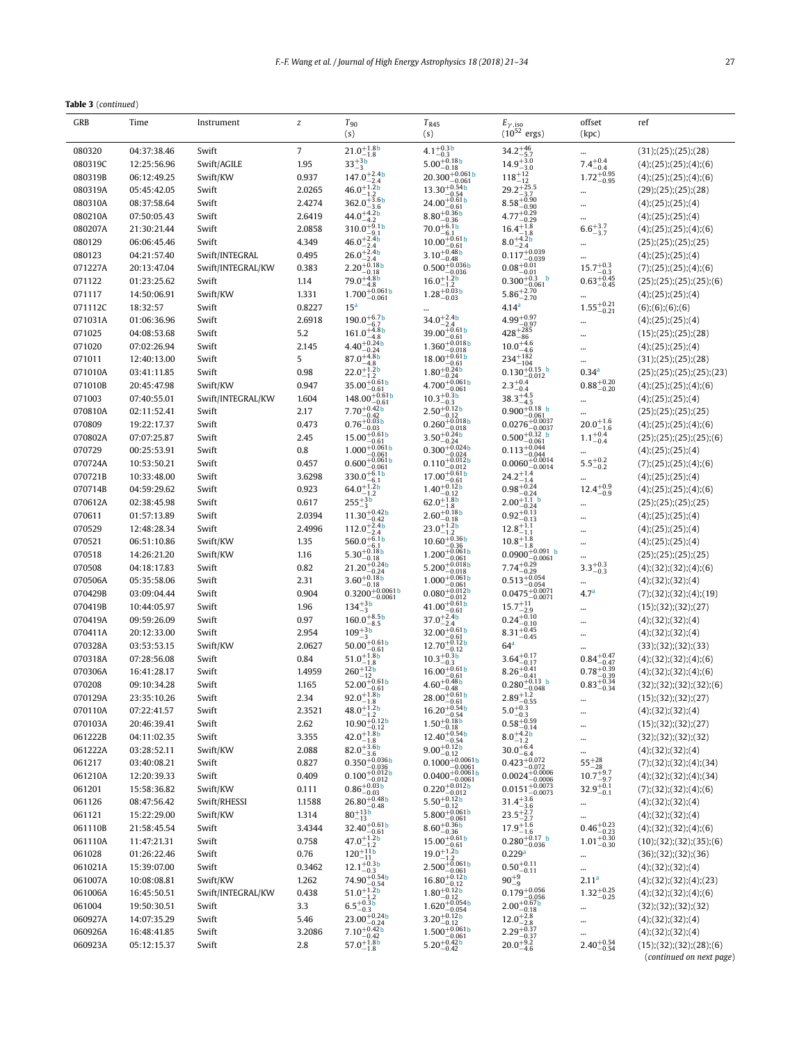**Table 3** (*continued*)

| GRB | Time | Instrument | z | $T_{90}$ (s) | $T_{R45}$ (s) | $E_{\gamma,iso}$ ($10^{52}$ ergs) | offset (kpc) | ref |
|---|---|---|---|---|---|---|---|---|
| 080320 | 04:37:38.46 | Swift | 7 | $21.0^{+1.8}_{-1.8}$[b] | $4.1^{+0.3}_{-0.3}$[b] | $34.2^{+46}_{-5.7}$ | ... | (31);(25);(25);(28) |
| 080319C | 12:25:56.96 | Swift/AGILE | 1.95 | $33^{+3}_{-3}$[b] | $5.00^{+0.18}_{-0.18}$[b] | $14.9^{+3.0}_{-3.0}$ | $7.4^{+0.4}_{-0.4}$ | (4);(25);(25);(4);(6) |
| 080319B | 06:12:49.25 | Swift/KW | 0.937 | $147.0^{+2.4}_{-2.4}$[b] | $20.300^{+0.061}_{-0.061}$[b] | $118^{+12}_{-12}$ | $1.72^{+0.95}_{-0.95}$ | (4);(25);(25);(4);(6) |
| 080319A | 05:45:42.05 | Swift | 2.0265 | $46.0^{+1.2}_{-1.2}$[b] | $13.30^{+0.54}_{-0.54}$[b] | $29.2^{+25.5}_{-3.7}$ | ... | (29);(25);(25);(28) |
| 080310A | 08:37:58.64 | Swift | 2.4274 | $362.0^{+3.6}_{-3.6}$[b] | $24.00^{+0.61}_{-0.61}$[b] | $8.58^{+0.90}_{-0.90}$ | ... | (4);(25);(25);(4) |
| 080210A | 07:50:05.43 | Swift | 2.6419 | $44.0^{+4.2}_{-4.2}$[b] | $8.80^{+0.36}_{-0.36}$[b] | $4.77^{+0.29}_{-0.29}$ | ... | (4);(25);(25);(4) |
| 080207A | 21:30:21.44 | Swift | 2.0858 | $310.0^{+9.1}_{-9.1}$[b] | $70.0^{+6.1}_{-6.1}$[b] | $16.4^{+1.8}_{-1.8}$ | $6.6^{+3.7}_{-3.7}$ | (4);(25);(25);(4);(6) |
| 080129 | 06:06:45.46 | Swift | 4.349 | $46.0^{+2.4}_{-2.4}$[b] | $10.00^{+0.61}_{-0.61}$[b] | $8.0^{+4.2}_{-2.4}$[b] | ... | (25);(25);(25);(25) |
| 080123 | 04:21:57.40 | Swift/INTEGRAL | 0.495 | $26.0^{+2.4}_{-2.4}$[b] | $3.10^{+0.48}_{-0.48}$[b] | $0.117^{+0.039}_{-0.039}$ | ... | (4);(25);(25);(4) |
| 071227A | 20:13:47.04 | Swift/INTEGRAL/KW | 0.383 | $2.20^{+0.18}_{-0.18}$[b] | $0.500^{+0.036}_{-0.036}$[b] | $0.08^{+0.01}_{-0.01}$ | $15.7^{+0.3}_{-0.3}$ | (7);(25);(25);(4);(6) |
| 071122 | 01:23:25.62 | Swift | 1.14 | $79.0^{+4.8}_{-4.8}$[b] | $16.0^{+1.2}_{-1.2}$[b] | $0.300^{+0.3}_{-0.061}$[b] | $0.63^{+0.45}_{-0.45}$ | (25);(25);(25);(25);(6) |
| 071117 | 14:50:06.91 | Swift/KW | 1.331 | $1.700^{+0.061}_{-0.061}$[b] | $1.28^{+0.03}_{-0.03}$[b] | $5.86^{+2.70}_{-2.70}$ | ... | (4);(25);(25);(4) |
| 071112C | 18:32:57 | Swift | 0.8227 | 15[a] | ... | 4.14[a] | $1.55^{+0.21}_{-0.21}$ | (6);(6);(6);(6) |
| 071031A | 01:06:36.96 | Swift | 2.6918 | $190.0^{+6.7}_{-6.7}$[b] | $34.0^{+2.4}_{-2.4}$[b] | $4.99^{+0.97}_{-0.97}$ | ... | (4);(25);(25);(4) |
| 071025 | 04:08:53.68 | Swift | 5.2 | $161.0^{+4.8}_{-4.8}$[b] | $39.00^{+0.61}_{-0.61}$[b] | $428^{+285}_{-86}$ | ... | (15);(25);(25);(28) |
| 071020 | 07:02:26.94 | Swift | 2.145 | $4.40^{+0.24}_{-0.24}$[b] | $1.360^{+0.018}_{-0.018}$[b] | $10.0^{+4.6}_{-4.6}$ | ... | (4);(25);(25);(4) |
| 071011 | 12:40:13.00 | Swift | 5 | $87.0^{+4.8}_{-4.8}$[b] | $18.00^{+0.61}_{-0.61}$[b] | $234^{+182}_{-104}$ | ... | (31);(25);(25);(28) |
| 071010A | 03:41:11.85 | Swift | 0.98 | $22.0^{+1.2}_{-1.2}$[b] | $1.80^{+0.24}_{-0.24}$[b] | $0.130^{+0.15}_{-0.012}$[b] | 0.34[a] | (25);(25);(25);(25);(23) |
| 071010B | 20:45:47.98 | Swift/KW | 0.947 | $35.00^{+0.61}_{-0.61}$[b] | $4.700^{+0.061}_{-0.061}$[b] | $2.3^{+0.4}_{-0.4}$ | $0.88^{+0.20}_{-0.20}$ | (4);(25);(25);(4);(6) |
| 071003 | 07:40:55.01 | Swift/INTEGRAL/KW | 1.604 | $148.00^{+0.61}_{-0.61}$[b] | $10.3^{+0.3}_{-0.3}$[b] | $38.3^{+4.5}_{-4.5}$ | ... | (4);(25);(25);(4) |
| 070810A | 02:11:52.41 | Swift | 2.17 | $7.70^{+0.42}_{-0.42}$[b] | $2.50^{+0.12}_{-0.12}$[b] | $0.900^{+0.18}_{-0.061}$[b] | ... | (25);(25);(25);(25) |
| 070809 | 19:22:17.37 | Swift | 0.473 | $0.76^{+0.03}_{-0.03}$[b] | $0.260^{+0.018}_{-0.018}$[b] | $0.0276^{+0.0037}_{-0.0037}$ | $20.0^{+1.6}_{-1.6}$ | (4);(25);(25);(4);(6) |
| 070802A | 07:07:25.87 | Swift | 2.45 | $15.00^{+0.61}_{-0.61}$[b] | $3.50^{+0.24}_{-0.24}$[b] | $0.500^{+0.32}_{-0.061}$[b] | $1.1^{+0.4}_{-0.4}$ | (25);(25);(25);(25);(6) |
| 070729 | 00:25:53.91 | Swift | 0.8 | $1.000^{+0.061}_{-0.061}$[b] | $0.300^{+0.024}_{-0.024}$[b] | $0.113^{+0.044}_{-0.044}$ | ... | (4);(25);(25);(4) |
| 070724A | 10:53:50.21 | Swift | 0.457 | $0.600^{+0.061}_{-0.061}$[b] | $0.110^{+0.012}_{-0.012}$[b] | $0.0060^{+0.0014}_{-0.0014}$ | $5.5^{+0.2}_{-0.2}$ | (7);(25);(25);(4);(6) |
| 070721B | 10:33:48.00 | Swift | 3.6298 | $330.0^{+6.1}_{-6.1}$[b] | $17.00^{+0.61}_{-0.61}$[b] | $24.2^{+1.4}_{-1.4}$ | ... | (4);(25);(25);(4) |
| 070714B | 04:59:29.62 | Swift | 0.923 | $64.0^{+1.2}_{-1.2}$[b] | $1.40^{+0.12}_{-0.12}$[b] | $0.98^{+0.24}_{-0.24}$ | $12.4^{+0.9}_{-0.9}$ | (4);(25);(25);(4);(6) |
| 070612A | 02:38:45.98 | Swift | 0.617 | $255^{+3}_{-3}$[b] | $62.0^{+1.8}_{-1.8}$[b] | $2.00^{+1.1}_{-0.24}$[b] | ... | (25);(25);(25);(25) |
| 070611 | 01:57:13.89 | Swift | 2.0394 | $11.30^{+0.42}_{-0.42}$[b] | $2.60^{+0.18}_{-0.18}$[b] | $0.92^{+0.13}_{-0.13}$ | ... | (4);(25);(25);(4) |
| 070529 | 12:48:28.34 | Swift | 2.4996 | $112.0^{+2.4}_{-2.4}$[b] | $23.0^{+1.2}_{-1.2}$[b] | $12.8^{+1.1}_{-1.1}$ | ... | (4);(25);(25);(4) |
| 070521 | 06:51:10.86 | Swift/KW | 1.35 | $560.0^{+6.1}_{-6.1}$[b] | $10.60^{+0.36}_{-0.36}$[b] | $10.8^{+1.8}_{-1.8}$ | ... | (4);(25);(25);(4) |
| 070518 | 14:26:21.20 | Swift/KW | 1.16 | $5.30^{+0.18}_{-0.18}$[b] | $1.200^{+0.061}_{-0.061}$[b] | $0.0900^{+0.091}_{-0.0061}$[b] | ... | (25);(25);(25);(25) |
| 070508 | 04:18:17.83 | Swift | 0.82 | $21.20^{+0.24}_{-0.24}$[b] | $5.200^{+0.018}_{-0.018}$[b] | $7.74^{+0.29}_{-0.29}$ | $3.3^{+0.3}_{-0.3}$ | (4);(32);(32);(4);(6) |
| 070506A | 05:35:58.06 | Swift | 2.31 | $3.60^{+0.18}_{-0.18}$[b] | $1.000^{+0.061}_{-0.061}$[b] | $0.513^{+0.054}_{-0.054}$ | ... | (4);(32);(32);(4) |
| 070429B | 03:09:04.44 | Swift | 0.904 | $0.3200^{+0.0061}_{-0.0061}$[b] | $0.080^{+0.012}_{-0.012}$[b] | $0.0475^{+0.0071}_{-0.0071}$ | 4.7[a] | (7);(32);(32);(4);(19) |
| 070419B | 10:44:05.97 | Swift | 1.96 | $134^{+3}_{-3}$[b] | $41.00^{+0.61}_{-0.61}$[b] | $15.7^{+11}_{-2.9}$ | ... | (15);(32);(32);(27) |
| 070419A | 09:59:26.09 | Swift | 0.97 | $160.0^{+8.5}_{-8.5}$[b] | $37.0^{+2.4}_{-2.4}$[b] | $0.24^{+0.10}_{-0.10}$ | ... | (4);(32);(32);(4) |
| 070411A | 20:12:33.00 | Swift | 2.954 | $109^{+3}_{-3}$[b] | $32.00^{+0.61}_{-0.61}$[b] | $8.31^{+0.45}_{-0.45}$ | ... | (4);(32);(32);(4) |
| 070328A | 03:53:53.15 | Swift/KW | 2.0627 | $50.00^{+0.61}_{-0.61}$[b] | $12.70^{+0.12}_{-0.12}$[b] | 64[a] | ... | (33);(32);(32);(33) |
| 070318A | 07:28:56.08 | Swift | 0.84 | $51.0^{+1.8}_{-1.8}$[b] | $10.3^{+0.3}_{-0.3}$[b] | $3.64^{+0.17}_{-0.17}$ | $0.84^{+0.47}_{-0.47}$ | (4);(32);(32);(4);(6) |
| 070306A | 16:41:28.17 | Swift | 1.4959 | $260^{+12}_{-12}$[b] | $16.00^{+0.61}_{-0.61}$[b] | $8.26^{+0.41}_{-0.41}$ | $0.78^{+0.39}_{-0.39}$ | (4);(32);(32);(4);(6) |
| 070208 | 09:10:34.28 | Swift | 1.165 | $52.00^{+0.61}_{-0.61}$[b] | $4.60^{+0.48}_{-0.48}$[b] | $0.280^{+0.13}_{-0.048}$[b] | $0.83^{+0.34}_{-0.34}$ | (32);(32);(32);(32);(6) |
| 070129A | 23:35:10.26 | Swift | 2.34 | $92.0^{+1.8}_{-1.8}$[b] | $28.00^{+0.61}_{-0.61}$[b] | $2.89^{+1.2}_{-0.55}$ | ... | (15);(32);(32);(27) |
| 070110A | 07:22:41.57 | Swift | 2.3521 | $48.0^{+1.2}_{-1.2}$[b] | $16.20^{+0.54}_{-0.54}$[b] | $5.0^{+0.3}_{-0.3}$ | ... | (4);(32);(32);(4) |
| 070103A | 20:46:39.41 | Swift | 2.62 | $10.90^{+0.12}_{-0.12}$[b] | $1.50^{+0.18}_{-0.18}$[b] | $0.58^{+0.59}_{-0.14}$ | ... | (15);(32);(32);(27) |
| 061222B | 04:11:02.35 | Swift | 3.355 | $42.0^{+1.8}_{-1.8}$[b] | $12.40^{+0.54}_{-0.54}$[b] | $8.0^{+4.2}_{-1.2}$[b] | ... | (32);(32);(32);(32) |
| 061222A | 03:28:52.11 | Swift/KW | 2.088 | $82.0^{+3.6}_{-3.6}$[b] | $9.00^{+0.12}_{-0.12}$[b] | $30.0^{+6.4}_{-6.4}$ | ... | (4);(32);(32);(4) |
| 061217 | 03:40:08.21 | Swift | 0.827 | $0.350^{+0.036}_{-0.036}$[b] | $0.1000^{+0.0061}_{-0.0061}$[b] | $0.423^{+0.072}_{-0.072}$ | $55^{+28}_{-28}$ | (7);(32);(32);(4);(34) |
| 061210A | 12:20:39.33 | Swift | 0.409 | $0.100^{+0.012}_{-0.012}$[b] | $0.0400^{+0.0061}_{-0.0061}$[b] | $0.0024^{+0.0006}_{-0.0006}$ | $10.7^{+9.7}_{-9.7}$ | (4);(32);(32);(4);(34) |
| 061201 | 15:58:36.82 | Swift/KW | 0.111 | $0.86^{+0.03}_{-0.03}$[b] | $0.220^{+0.012}_{-0.012}$[b] | $0.0151^{+0.0073}_{-0.0073}$ | $32.9^{+0.1}_{-0.1}$ | (7);(32);(32);(4);(6) |
| 061126 | 08:47:56.42 | Swift/RHESSI | 1.1588 | $26.80^{+0.48}_{-0.48}$[b] | $5.50^{+0.12}_{-0.12}$[b] | $31.4^{+3.6}_{-3.6}$ | ... | (4);(32);(32);(4) |
| 061121 | 15:22:29.00 | Swift/KW | 1.314 | $80^{+13}_{-13}$[b] | $5.800^{+0.061}_{-0.061}$[b] | $23.5^{+2.7}_{-2.7}$ | ... | (4);(32);(32);(4) |
| 061110B | 21:58:45.54 | Swift | 3.4344 | $32.40^{+0.61}_{-0.61}$[b] | $8.60^{+0.36}_{-0.36}$[b] | $17.9^{+1.6}_{-1.6}$ | $0.46^{+0.23}_{-0.23}$ | (4);(32);(32);(4);(6) |
| 061110A | 11:47:21.31 | Swift | 0.758 | $47.0^{+1.2}_{-1.2}$[b] | $15.00^{+0.61}_{-0.61}$[b] | $0.280^{+0.17}_{-0.036}$[b] | $1.01^{+0.30}_{-0.30}$ | (10);(32);(32);(35);(6) |
| 061028 | 01:26:22.46 | Swift | 0.76 | $120^{+11}_{-11}$[b] | $19.0^{+1.2}_{-1.2}$[b] | 0.229[a] | ... | (36);(32);(32);(36) |
| 061021A | 15:39:07.00 | Swift | 0.3462 | $12.1^{+0.3}_{-0.3}$[b] | $2.500^{+0.061}_{-0.061}$[b] | $0.50^{+0.11}_{-0.11}$ | ... | (4);(32);(32);(4) |
| 061007A | 10:08:08.81 | Swift/KW | 1.262 | $74.90^{+0.54}_{-0.54}$[b] | $16.80^{+0.12}_{-0.12}$[b] | $90^{+9}_{-9}$ | 2.11[a] | (4);(32);(32);(4);(23) |
| 061006A | 16:45:50.51 | Swift/INTEGRAL/KW | 0.438 | $51.0^{+1.2}_{-1.2}$[b] | $1.80^{+0.12}_{-0.12}$[b] | $0.179^{+0.056}_{-0.056}$ | $1.32^{+0.25}_{-0.25}$ | (4);(32);(32);(4);(6) |
| 061004 | 19:50:30.51 | Swift | 3.3 | $6.5^{+0.3}_{-0.3}$[b] | $1.620^{+0.054}_{-0.054}$[b] | $2.00^{+0.67}_{-0.18}$[b] | ... | (32);(32);(32);(32) |
| 060927A | 14:07:35.29 | Swift | 5.46 | $23.00^{+0.24}_{-0.24}$[b] | $3.20^{+0.12}_{-0.12}$[b] | $12.0^{+2.8}_{-2.8}$ | ... | (4);(32);(32);(4) |
| 060926A | 16:48:41.85 | Swift | 3.2086 | $7.10^{+0.42}_{-0.42}$[b] | $1.500^{+0.061}_{-0.061}$[b] | $2.29^{+0.37}_{-0.37}$ | ... | (4);(32);(32);(4) |
| 060923A | 05:12:15.37 | Swift | 2.8 | $57.0^{+1.8}_{-1.8}$[b] | $5.20^{+0.42}_{-0.42}$[b] | $20.0^{+9.2}_{-4.6}$ | $2.40^{+0.54}_{-0.54}$ | (15);(32);(32);(28);(6) |

(*continued on next page*)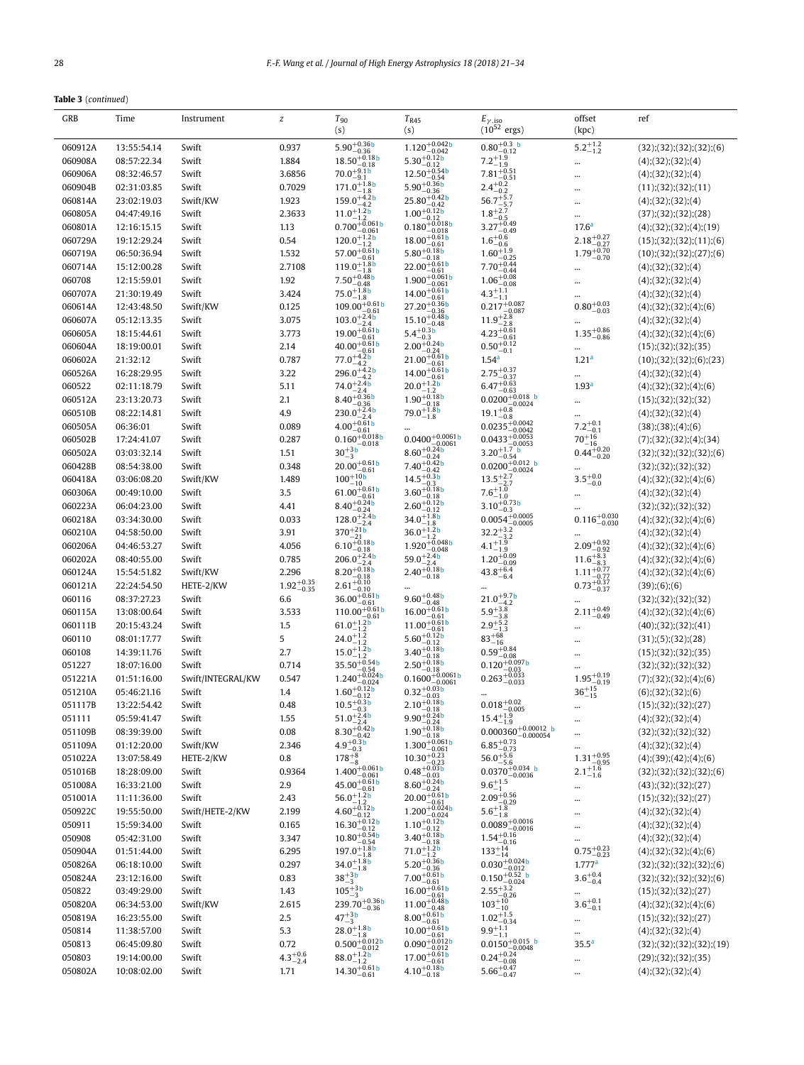**Table 3** (*continued*)

| GRB | Time | Instrument | z | $T_{90}$ (s) | $T_{R45}$ (s) | $E_{\gamma,iso}$ ($10^{52}$ ergs) | offset (kpc) | ref |
|---|---|---|---|---|---|---|---|---|
| 060912A | 13:55:54.14 | Swift | 0.937 | $5.90^{+0.36}_{-0.36}$[b] | $1.120^{+0.042}_{-0.042}$[b] | $0.80^{+0.3}_{-0.12}$[b] | $5.2^{+1.2}_{-1.2}$ | (32);(32);(32);(32);(6) |
| 060908A | 08:57:22.34 | Swift | 1.884 | $18.50^{+0.18}_{-0.18}$[b] | $5.30^{+0.12}_{-0.12}$[b] | $7.2^{+1.9}_{-1.9}$ | ... | (4);(32);(32);(4) |
| 060906A | 08:32:46.57 | Swift | 3.6856 | $70.0^{+9.1}_{-9.1}$[b] | $12.50^{+0.54}_{-0.54}$[b] | $7.81^{+0.51}_{-0.51}$ | ... | (4);(32);(32);(4) |
| 060904B | 02:31:03.85 | Swift | 0.7029 | $171.0^{+1.8}_{-1.8}$[b] | $5.90^{+0.36}_{-0.36}$[b] | $2.4^{+0.2}_{-0.2}$ | ... | (11);(32);(32);(11) |
| 060814A | 23:02:19.03 | Swift/KW | 1.923 | $159.0^{+4.2}_{-4.2}$[b] | $25.80^{+0.42}_{-0.42}$[b] | $56.7^{+5.7}_{-5.7}$ | ... | (4);(32);(32);(4) |
| 060805A | 04:47:49.16 | Swift | 2.3633 | $11.0^{+1.2}_{-1.2}$[b] | $1.00^{+0.12}_{-0.12}$[b] | $1.8^{+2.7}_{-0.5}$ | ... | (37);(32);(32);(28) |
| 060801A | 12:16:15.15 | Swift | 1.13 | $0.700^{+0.061}_{-0.061}$[b] | $0.180^{+0.018}_{-0.018}$[b] | $3.27^{+0.49}_{-0.49}$ | 17.6[a] | (4);(32);(32);(4);(19) |
| 060729A | 19:12:29.24 | Swift | 0.54 | $120.0^{+1.2}_{-1.2}$[b] | $18.00^{+0.61}_{-0.61}$[b] | $1.6^{+0.6}_{-0.6}$ | $2.18^{+0.27}_{-0.27}$ | (15);(32);(32);(11);(6) |
| 060719A | 06:50:36.94 | Swift | 1.532 | $57.00^{+0.61}_{-0.61}$[b] | $5.80^{+0.18}_{-0.18}$[b] | $1.60^{+1.9}_{-0.25}$ | $1.79^{+0.70}_{-0.70}$ | (10);(32);(32);(27);(6) |
| 060714A | 15:12:00.28 | Swift | 2.7108 | $119.0^{+1.8}_{-1.8}$[b] | $22.00^{+0.61}_{-0.61}$[b] | $7.70^{+0.44}_{-0.44}$ | ... | (4);(32);(32);(4) |
| 060708 | 12:15:59.01 | Swift | 1.92 | $7.50^{+0.48}_{-0.48}$[b] | $1.900^{+0.061}_{-0.061}$[b] | $1.06^{+0.08}_{-0.08}$ | ... | (4);(32);(32);(4) |
| 060707A | 21:30:19.49 | Swift | 3.424 | $75.0^{+1.8}_{-1.8}$[b] | $14.00^{+0.61}_{-0.61}$[b] | $4.3^{+1.1}_{-1.1}$ | ... | (4);(32);(32);(4) |
| 060614A | 12:43:48.50 | Swift/KW | 0.125 | $109.00^{+0.61}_{-0.61}$[b] | $27.20^{+0.36}_{-0.36}$[b] | $0.217^{+0.087}_{-0.087}$ | $0.80^{+0.03}_{-0.03}$ | (4);(32);(32);(4);(6) |
| 060607A | 05:12:13.35 | Swift | 3.075 | $103.0^{+2.4}_{-2.4}$[b] | $15.10^{+0.48}_{-0.48}$[b] | $11.9^{+2.8}_{-2.8}$ | ... | (4);(32);(32);(4) |
| 060605A | 18:15:44.61 | Swift | 3.773 | $19.00^{+0.61}_{-0.61}$[b] | $5.4^{+0.3}_{-0.3}$[b] | $4.23^{+0.61}_{-0.61}$ | $1.35^{+0.86}_{-0.86}$ | (4);(32);(32);(4);(6) |
| 060604A | 18:19:00.01 | Swift | 2.14 | $40.00^{+0.61}_{-0.61}$[b] | $2.00^{+0.24}_{-0.24}$[b] | $0.50^{+0.12}_{-0.1}$ | ... | (15);(32);(32);(35) |
| 060602A | 21:32:12 | Swift | 0.787 | $77.0^{+4.2}_{-4.2}$[b] | $21.00^{+0.61}_{-0.61}$[b] | 1.54[a] | 1.21[a] | (10);(32);(32);(6);(23) |
| 060526A | 16:28:29.95 | Swift | 3.22 | $296.0^{+4.2}_{-4.2}$[b] | $14.00^{+0.61}_{-0.61}$[b] | $2.75^{+0.37}_{-0.37}$ | ... | (4);(32);(32);(4) |
| 060522 | 02:11:18.79 | Swift | 5.11 | $74.0^{+2.4}_{-2.4}$[b] | $20.0^{+1.2}_{-1.2}$[b] | $6.47^{+0.63}_{-0.63}$ | 1.93[a] | (4);(32);(32);(4);(6) |
| 060512A | 23:13:20.73 | Swift | 2.1 | $8.40^{+0.36}_{-0.36}$[b] | $1.90^{+0.18}_{-0.18}$[b] | $0.0200^{+0.018}_{-0.0024}$[b] | ... | (15);(32);(32);(32) |
| 060510B | 08:22:14.81 | Swift | 4.9 | $230.0^{+2.4}_{-2.4}$[b] | $79.0^{+1.8}_{-1.8}$[b] | $19.1^{+0.8}_{-0.8}$ | ... | (4);(32);(32);(4) |
| 060505A | 06:36:01 | Swift | 0.089 | $4.00^{+0.61}_{-0.61}$[b] | ... | $0.0235^{+0.0042}_{-0.0042}$ | $7.2^{+0.1}_{-0.1}$ | (38);(38);(4);(6) |
| 060502B | 17:24:41.07 | Swift | 0.287 | $0.160^{+0.018}_{-0.018}$[b] | $0.0400^{+0.0061}_{-0.0061}$[b] | $0.0433^{+0.0053}_{-0.0053}$ | $70^{+16}_{-16}$ | (7);(32);(32);(4);(34) |
| 060502A | 03:03:32.14 | Swift | 1.51 | $30^{+3}_{-3}$[b] | $8.60^{+0.24}_{-0.24}$[b] | $3.20^{+1.7}_{-0.54}$[b] | $0.44^{+0.20}_{-0.20}$ | (32);(32);(32);(32);(6) |
| 060428B | 08:54:38.00 | Swift | 0.348 | $20.00^{+0.61}_{-0.61}$[b] | $7.40^{+0.42}_{-0.42}$[b] | $0.0200^{+0.012}_{-0.0024}$[b] | ... | (32);(32);(32);(32) |
| 060418A | 03:06:08.20 | Swift/KW | 1.489 | $100^{+10}_{-10}$[b] | $14.5^{+0.3}_{-0.3}$[b] | $13.5^{+2.7}_{-2.7}$ | $3.5^{+0.0}_{-0.0}$ | (4);(32);(32);(4);(6) |
| 060306A | 00:49:10.00 | Swift | 3.5 | $61.00^{+0.61}_{-0.61}$[b] | $3.60^{+0.18}_{-0.18}$[b] | $7.6^{+1.0}_{-1.0}$ | ... | (4);(32);(32);(4) |
| 060223A | 06:04:23.00 | Swift | 4.41 | $8.40^{+0.24}_{-0.24}$[b] | $2.60^{+0.12}_{-0.12}$[b] | $3.10^{+0.73}_{-0.3}$[b] | ... | (32);(32);(32);(32) |
| 060218A | 03:34:30.00 | Swift | 0.033 | $128.0^{+2.4}_{-2.4}$[b] | $34.0^{+1.8}_{-1.8}$[b] | $0.0054^{+0.0005}_{-0.0005}$ | $0.116^{+0.030}_{-0.030}$ | (4);(32);(32);(4);(6) |
| 060210A | 04:58:50.00 | Swift | 3.91 | $370^{+21}_{-21}$[b] | $36.0^{+1.2}_{-1.2}$[b] | $32.2^{+3.2}_{-3.2}$ | ... | (4);(32);(32);(4) |
| 060206A | 04:46:53.27 | Swift | 4.056 | $6.10^{+0.18}_{-0.18}$[b] | $1.920^{+0.048}_{-0.048}$[b] | $4.1^{+1.9}_{-1.9}$ | $2.09^{+0.92}_{-0.92}$ | (4);(32);(32);(4);(6) |
| 060202A | 08:40:55.00 | Swift | 0.785 | $206.0^{+2.4}_{-2.4}$[b] | $59.0^{+2.4}_{-2.4}$[b] | $1.20^{+0.09}_{-0.09}$ | $11.6^{+8.3}_{-8.3}$ | (4);(32);(32);(4);(6) |
| 060124A | 15:54:51.82 | Swift/KW | 2.296 | $8.20^{+0.18}_{-0.18}$[b] | $2.40^{+0.18}_{-0.18}$[b] | $43.8^{+6.4}_{-6.4}$ | $1.11^{+0.77}_{-0.77}$ | (4);(32);(32);(4);(6) |
| 060121A | 22:24:54.50 | HETE-2/KW | $1.92^{+0.35}_{-0.35}$ | $2.61^{+0.10}_{-0.10}$ | ... | ... | $0.73^{+0.37}_{-0.37}$ | (39);(6);(6) |
| 060116 | 08:37:27.23 | Swift | 6.6 | $36.00^{+0.61}_{-0.61}$[b] | $9.60^{+0.48}_{-0.48}$[b] | $21.0^{+9.7}_{-4.2}$[b] | ... | (32);(32);(32);(32) |
| 060115A | 13:08:00.64 | Swift | 3.533 | $110.00^{+0.61}_{-0.61}$[b] | $16.00^{+0.61}_{-0.61}$[b] | $5.9^{+3.8}_{-3.8}$ | $2.11^{+0.49}_{-0.49}$ | (4);(32);(32);(4);(6) |
| 060111B | 20:15:43.24 | Swift | 1.5 | $61.0^{+1.2}_{-1.2}$[b] | $11.00^{+0.61}_{-0.61}$[b] | $2.9^{+5.2}_{-1.3}$ | ... | (40);(32);(32);(41) |
| 060110 | 08:01:17.77 | Swift | 5 | $24.0^{+1.2}_{-1.2}$[b] | $5.60^{+0.12}_{-0.12}$[b] | $83^{+68}_{-16}$ | ... | (31);(5);(32);(28) |
| 060108 | 14:39:11.76 | Swift | 2.7 | $15.0^{+1.2}_{-1.2}$[b] | $3.40^{+0.18}_{-0.18}$[b] | $0.59^{+0.84}_{-0.08}$ | ... | (15);(32);(32);(35) |
| 051227 | 18:07:16.00 | Swift | 0.714 | $35.50^{+0.54}_{-0.54}$[b] | $2.50^{+0.18}_{-0.18}$[b] | $0.120^{+0.097}_{-0.03}$[b] | ... | (32);(32);(32);(32) |
| 051221A | 01:51:16.00 | Swift/INTEGRAL/KW | 0.547 | $1.240^{+0.024}_{-0.024}$[b] | $0.1600^{+0.0061}_{-0.0061}$[b] | $0.263^{+0.033}_{-0.033}$ | $1.95^{+0.19}_{-0.19}$ | (7);(32);(32);(4);(6) |
| 051210A | 05:46:21.16 | Swift | 1.4 | $1.60^{+0.12}_{-0.12}$[b] | $0.32^{+0.03}_{-0.03}$[b] | ... | $36^{+15}_{-15}$ | (6);(32);(32);(6) |
| 051117B | 13:22:54.42 | Swift | 0.48 | $10.5^{+0.3}_{-0.3}$[b] | $2.10^{+0.18}_{-0.18}$[b] | $0.018^{+0.02}_{-0.005}$ | ... | (15);(32);(32);(27) |
| 051111 | 05:59:41.47 | Swift | 1.55 | $51.0^{+2.4}_{-2.4}$[b] | $9.90^{+0.24}_{-0.24}$[b] | $15.4^{+1.9}_{-1.9}$ | ... | (4);(32);(32);(4) |
| 051109B | 08:39:39.00 | Swift | 0.08 | $8.30^{+0.42}_{-0.42}$[b] | $1.90^{+0.18}_{-0.18}$[b] | $0.000360^{+0.00012}_{-0.000054}$[b] | ... | (32);(32);(32);(32) |
| 051109A | 01:12:20.00 | Swift/KW | 2.346 | $4.9^{+0.3}_{-0.3}$[b] | $1.300^{+0.061}_{-0.061}$[b] | $6.85^{+0.73}_{-0.73}$ | ... | (4);(32);(32);(4) |
| 050122A | 13:07:58.49 | HETE-2/KW | 0.8 | $178^{+8}_{-8}$ | $10.30^{+0.23}_{-0.23}$ | $56.0^{+5.6}_{-5.6}$ | $1.31^{+0.95}_{-0.95}$ | (4);(39);(42);(4);(6) |
| 051016B | 18:28:09.00 | Swift | 0.9364 | $1.400^{+0.061}_{-0.061}$[b] | $0.48^{+0.03}_{-0.03}$[b] | $0.0370^{+0.034}_{-0.0036}$[b] | $2.1^{+1.6}_{-1.6}$ | (32);(32);(32);(32);(6) |
| 051008A | 16:33:21.00 | Swift | 2.9 | $45.00^{+0.61}_{-0.61}$[b] | $8.60^{+0.24}_{-0.24}$[b] | $9.6^{+1.5}_{-1}$ | ... | (43);(32);(32);(27) |
| 051001A | 11:11:36.00 | Swift | 2.43 | $56.0^{+1.2}_{-1.2}$[b] | $20.00^{+0.61}_{-0.61}$[b] | $2.09^{+0.56}_{-0.29}$ | ... | (15);(32);(32);(27) |
| 050922C | 19:55:50.00 | Swift/HETE-2/KW | 2.199 | $4.60^{+0.12}_{-0.12}$[b] | $1.200^{+0.024}_{-0.024}$[b] | $5.6^{+1.8}_{-1.8}$ | ... | (4);(32);(32);(4) |
| 050911 | 15:59:34.00 | Swift | 0.165 | $16.30^{+0.12}_{-0.12}$[b] | $1.10^{+0.12}_{-0.12}$[b] | $0.0089^{+0.0016}_{-0.0016}$ | ... | (4);(32);(32);(4) |
| 050908 | 05:42:31.00 | Swift | 3.347 | $10.80^{+0.54}_{-0.54}$[b] | $3.40^{+0.18}_{-0.18}$[b] | $1.54^{+0.16}_{-0.16}$ | ... | (4);(32);(32);(4) |
| 050904A | 01:51:44.00 | Swift | 6.295 | $197.0^{+1.8}_{-1.8}$[b] | $71.0^{+1.2}_{-1.2}$[b] | $133^{+14}_{-14}$ | $0.75^{+0.23}_{-0.23}$ | (4);(32);(32);(4);(6) |
| 050826A | 06:18:10.00 | Swift | 0.297 | $34.0^{+1.8}_{-1.8}$[b] | $5.20^{+0.36}_{-0.36}$[b] | $0.030^{+0.024}_{-0.012}$[b] | 1.777[a] | (32);(32);(32);(32);(6) |
| 050824A | 23:12:16.00 | Swift | 0.83 | $38^{+3}_{-3}$[b] | $7.00^{+0.61}_{-0.61}$[b] | $0.150^{+0.52}_{-0.024}$[b] | $3.6^{+0.4}_{-0.4}$ | (32);(32);(32);(32);(6) |
| 050822 | 03:49:29.00 | Swift | 1.43 | $105^{+3}_{-3}$[b] | $16.00^{+0.61}_{-0.61}$[b] | $2.55^{+3.2}_{-0.26}$ | ... | (15);(32);(32);(27) |
| 050820A | 06:34:53.00 | Swift/KW | 2.615 | $239.70^{+0.36}_{-0.36}$[b] | $11.00^{+0.48}_{-0.48}$[b] | $103^{+10}_{-10}$ | $3.6^{+0.1}_{-0.1}$ | (4);(32);(32);(4);(6) |
| 050819A | 16:23:55.00 | Swift | 2.5 | $47^{+3}_{-3}$[b] | $8.00^{+0.61}_{-0.61}$[b] | $1.02^{+1.5}_{-0.34}$ | ... | (15);(32);(32);(27) |
| 050814 | 11:38:57.00 | Swift | 5.3 | $28.0^{+1.8}_{-1.8}$[b] | $10.00^{+0.61}_{-0.61}$[b] | $9.9^{+1.1}_{-1.1}$ | ... | (4);(32);(32);(4) |
| 050813 | 06:45:09.80 | Swift | 0.72 | $0.500^{+0.012}_{-0.012}$[b] | $0.090^{+0.012}_{-0.012}$[b] | $0.0150^{+0.015}_{-0.0048}$[b] | 35.5[a] | (32);(32);(32);(32);(19) |
| 050803 | 19:14:00.00 | Swift | $4.3^{+0.6}_{-2.4}$ | $88.0^{+1.2}_{-1.2}$[b] | $17.00^{+0.61}_{-0.61}$[b] | $0.24^{+0.24}_{-0.08}$ | ... | (29);(32);(32);(35) |
| 050802A | 10:08:02.00 | Swift | 1.71 | $14.30^{+0.61}_{-0.61}$[b] | $4.10^{+0.18}_{-0.18}$[b] | $5.66^{+0.47}_{-0.47}$ | ... | (4);(32);(32);(4) |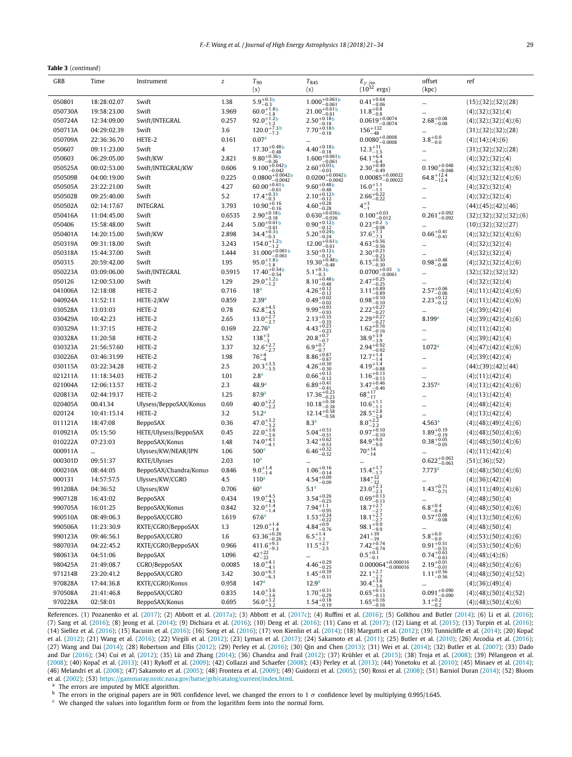**Table 3** (*continued*)

| GRB | Time | Instrument | z | $T_{90}$ (s) | $T_{R45}$ (s) | $E_{\gamma,iso}$ ($10^{52}$ ergs) | offset (kpc) | ref |
|---|---|---|---|---|---|---|---|---|
| 050801 | 18:28:02.07 | Swift | 1.38 | $5.9^{+0.3}_{-0.3}$ [b] | $1.000^{+0.061}_{-0.061}$ [b] | $0.41^{+0.64}_{-0.06}$ | ... | (15);(32);(32);(28) |
| 050730A | 19:58:23.00 | Swift | 3.969 | $60.0^{+1.8}_{-1.8}$ [b] | $21.00^{+0.61}_{-0.61}$ [b] | $11.8^{+0.8}_{-0.8}$ | ... | (4);(32);(32);(4) |
| 050724A | 12:34:09.00 | Swift/INTEGRAL | 0.257 | $92.0^{+1.2}_{-1.2}$ [b] | $2.50^{+0.18}_{-0.18}$ [b] | $0.0619^{+0.0074}_{-0.0074}$ | $2.68^{+0.08}_{-0.08}$ | (4);(32);(32);(4);(6) |
| 050713A | 04:29:02.39 | Swift | 3.6 | $120.0^{+7.3}_{-7.3}$ [b] | $7.70^{+0.18}_{-0.18}$ [b] | $156^{+132}_{-48}$ | ... | (31);(32);(32);(28) |
| 050709A | 22:36:36.70 | HETE-2 | 0.161 | 0.07[a] | ... | $0.0080^{+0.0008}_{-0.0008}$ | $3.8^{+0.0}_{-0.0}$ | (4);(14);(4);(6) |
| 050607 | 09:11:23.00 | Swift | 4 | $17.30^{+0.48}_{-0.48}$ [b] | $4.40^{+0.18}_{-0.18}$ [b] | $12.3^{+11}_{-1.5}$ | ... | (31);(32);(32);(28) |
| 050603 | 06:29:05.00 | Swift/KW | 2.821 | $9.80^{+0.36}_{-0.36}$ [b] | $1.600^{+0.061}_{-0.061}$ [b] | $64.1^{+6.4}_{-6.4}$ | ... | (4);(32);(32);(4) |
| 050525A | 00:02:53.00 | Swift/INTEGRAL/KW | 0.606 | $9.100^{+0.042}_{-0.042}$ [b] | $2.60^{+0.03}_{-0.03}$ [b] | $2.30^{+0.49}_{-0.49}$ | $0.190^{+0.048}_{-0.048}$ | (4);(32);(32);(4);(6) |
| 050509B | 04:00:19.00 | Swift | 0.225 | $0.0800^{+0.0042}_{-0.0042}$ [b] | $0.0200^{+0.0042}_{-0.0042}$ [b] | $0.00085^{+0.00022}_{-0.00022}$ | $64.8^{+12.4}_{-12.4}$ | (4);(32);(32);(4);(6) |
| 050505A | 23:22:21.00 | Swift | 4.27 | $60.00^{+0.61}_{-0.61}$ [b] | $9.60^{+0.48}_{-0.48}$ [b] | $16.0^{+1.1}_{-1.1}$ | ... | (4);(32);(32);(4) |
| 050502B | 09:25:40.00 | Swift | 5.2 | $17.4^{+0.3}_{-0.3}$ [b] | $2.10^{+0.12}_{-0.12}$ [b] | $2.66^{+0.22}_{-0.22}$ | ... | (4);(32);(32);(4) |
| 050502A | 02:14:17.67 | INTEGRAL | 3.793 | $10.90^{+0.16}_{-0.16}$ | $4.60^{+0.28}_{-0.28}$ | $4^{+3}_{-1}$ | ... | (44);(45);(42);(46) |
| 050416A | 11:04:45.00 | Swift | 0.6535 | $2.90^{+0.18}_{-0.18}$ [b] | $0.630^{+0.036}_{-0.036}$ [b] | $0.100^{+0.03}_{-0.012}$ | $0.261^{+0.092}_{-0.092}$ | (32);(32);(32);(32);(6) |
| 050406 | 15:58:48.00 | Swift | 2.44 | $5.00^{+0.61}_{-0.61}$ [b] | $0.90^{+0.12}_{-0.12}$ [b] | $0.23^{+0.2}_{-0.08}$ [b] | ... | (10);(32);(32);(27) |
| 050401A | 14:20:15.00 | Swift/KW | 2.898 | $34.4^{+0.3}_{-0.3}$ [b] | $5.20^{+0.24}_{-0.24}$ [b] | $37.6^{+7.3}_{-7.3}$ | $0.66^{+0.41}_{-0.41}$ | (4);(32);(32);(4);(6) |
| 050319A | 09:31:18.00 | Swift | 3.243 | $154.0^{+1.2}_{-1.2}$ [b] | $12.00^{+0.61}_{-0.61}$ [b] | $4.63^{+0.56}_{-0.56}$ | ... | (4);(32);(32);(4) |
| 050318A | 15:44:37.00 | Swift | 1.444 | $31.000^{+0.061}_{-0.061}$ [b] | $3.50^{+0.12}_{-0.12}$ [b] | $2.30^{+0.23}_{-0.23}$ | ... | (4);(32);(32);(4) |
| 050315 | 20:59:42.00 | Swift | 1.95 | $95.0^{+1.8}_{-1.8}$ [b] | $19.30^{+0.48}_{-0.48}$ [b] | $6.15^{+0.30}_{-0.30}$ | $0.98^{+0.48}_{-0.48}$ | (4);(32);(32);(4);(6) |
| 050223A | 03:09:06.00 | Swift/INTEGRAL | 0.5915 | $17.40^{+0.54}_{-0.54}$ [b] | $5.1^{+0.3}_{-0.3}$ [b] | $0.0700^{+0.03}_{-0.0061}$ [b] | ... | (32);(32);(32);(32) |
| 050126 | 12:00:53.00 | Swift | 1.29 | $29.0^{+1.2}_{-1.2}$ [b] | $8.10^{+0.48}_{-0.48}$ [b] | $2.47^{+0.25}_{-0.25}$ | ... | (4);(32);(32);(4) |
| 041006A | 12:18:08 | HETE-2 | 0.716 | 18[a] | $4.26^{+0.12}_{-0.12}$ | $3.11^{+0.89}_{-0.89}$ | $2.57^{+0.06}_{-0.06}$ | (4);(11);(42);(4);(6) |
| 040924A | 11:52:11 | HETE-2/KW | 0.859 | 2.39[a] | $0.49^{+0.02}_{-0.02}$ | $0.98^{+0.10}_{-0.10}$ | $2.23^{+0.12}_{-0.12}$ | (4);(11);(42);(4);(6) |
| 030528A | 13:03:03 | HETE-2 | 0.78 | $62.8^{+4.5}_{-4.5}$ | $9.99^{+0.93}_{-0.93}$ | $2.22^{+0.27}_{-0.27}$ | ... | (4);(39);(42);(4) |
| 030429A | 10:42:23 | HETE-2 | 2.65 | $13.0^{+2.7}_{-2.7}$ | $2.13^{+0.35}_{-0.35}$ | $2.29^{+0.27}_{-0.27}$ | 8.199[a] | (4);(39);(42);(4);(6) |
| 030329A | 11:37:15 | HETE-2 | 0.169 | 22.76[a] | $4.43^{+0.23}_{-0.23}$ | $1.62^{+0.16}_{-0.16}$ | ... | (4);(11);(42);(4) |
| 030328A | 11:20:58 | HETE-2 | 1.52 | $138^{+3}_{-3}$ | $20.8^{+0.7}_{-0.7}$ | $38.9^{+3.9}_{-3.9}$ | ... | (4);(39);(42);(4) |
| 030323A | 21:56:57.60 | HETE-2 | 3.37 | $32.6^{+2.7}_{-2.7}$ | $6.9^{+0.7}_{-0.7}$ | $2.94^{+0.92}_{-0.92}$ | 1.072[a] | (4);(47);(42);(4);(6) |
| 030226A | 03:46:31.99 | HETE-2 | 1.98 | $76^{+4}_{-4}$ | $8.86^{+0.87}_{-0.87}$ | $12.7^{+1.4}_{-1.4}$ | ... | (4);(39);(42);(4) |
| 030115A | 03:22:34.28 | HETE-2 | 2.5 | $20.3^{+3.5}_{-3.5}$ | $4.26^{+0.30}_{-0.30}$ | $4.19^{+1.4}_{-0.88}$ | ... | (44);(39);(42);(44) |
| 021211A | 11:18:34.03 | HETE-2 | 1.01 | 2.8[a] | $0.66^{+0.12}_{-0.12}$ | $1.16^{+0.13}_{-0.13}$ | ... | (4);(11);(42);(4) |
| 021004A | 12:06:13.57 | HETE-2 | 2.3 | 48.9[a] | $6.89^{+0.41}_{-0.41}$ | $3.47^{+0.46}_{-0.46}$ | 2.357[a] | (4);(13);(42);(4);(6) |
| 020813A | 02:44:19.17 | HETE-2 | 1.25 | 87.9[a] | $17.36^{+0.23}_{-0.23}$ | $68^{+17}_{-17}$ | ... | (4);(13);(42);(4) |
| 020405A | 00.41.34 | Ulysses/BeppoSAX/Konus | 0.69 | $40.0^{+2.2}_{-2.2}$ | $10.18^{+0.38}_{-0.38}$ | $10.6^{+1.1}_{-1.1}$ | ... | (4);(48);(42);(4) |
| 020124 | 10:41:15.14 | HETE-2 | 3.2 | 51.2[a] | $12.14^{+0.58}_{-0.58}$ | $28.5^{+2.8}_{-2.8}$ | ... | (4);(13);(42);(4) |
| 011121A | 18:47:08 | BeppoSAX | 0.36 | $47.0^{+3.2}_{-3.2}$ | 8.3[a] | $8.0^{+2.2}_{-2.2}$ | 4.563[a] | (4);(48);(49);(4);(6) |
| 010921A | 05:15:50 | HETE/Ulysses/BeppoSAX | 0.45 | $22.0^{+3.6}_{-3.6}$ | $5.04^{+0.53}_{-0.51}$ | $0.97^{+0.10}_{-0.10}$ | $1.89^{+0.19}_{-0.19}$ | (4);(48);(50);(4);(6) |
| 010222A | 07:23:03 | BeppoSAX/Konus | 1.48 | $74.0^{+4.1}_{-4.1}$ | $3.42^{+0.62}_{-0.53}$ | $84.9^{+9.0}_{-9.0}$ | $0.38^{+0.05}_{-0.05}$ | (4);(48);(50);(4);(6) |
| 000911A | ... | Ulysses/KW/NEAR/IPN | 1.06 | 500[a] | $6.46^{+0.32}_{-0.32}$ | $70^{+14}_{-14}$ | ... | (4);(11);(42);(4) |
| 000301D | 09:51:37 | RXTE/Ulysses | 2.03 | 10[a] | ... | ... | $0.622^{+0.063}_{-0.063}$ | (51);(36);(52) |
| 000210A | 08:44:05 | BeppoSAX/Chandra/Konus | 0.846 | $9.0^{+1.4}_{-1.4}$ | $1.06^{+0.16}_{-0.14}$ | $15.4^{+1.7}_{-1.7}$ | 7.773[a] | (4);(48);(50);(4);(6) |
| 000131 | 14:57:57.5 | Ulysses/KW/CGRO | 4.5 | 110[a] | $4.54^{+0.09}_{-0.09}$ | $184^{+32}_{-32}$ | ... | (4);(36);(42);(4) |
| 991208A | 04:36:52 | Ulysses/KW | 0.706 | 60[a] | 5.1[a] | $23.0^{+2.3}_{-2.3}$ | $1.43^{+0.71}_{-0.71}$ | (4);(11);(49);(4);(6) |
| 990712B | 16:43:02 | BeppoSAX | 0.434 | $19.0^{+4.5}_{-4.5}$ | $3.54^{+0.26}_{-0.25}$ | $0.69^{+0.13}_{-0.13}$ | ... | (4);(48);(50);(4) |
| 990705A | 16:01:25 | BeppoSAX/Konus | 0.842 | $32.0^{+1.4}_{-1.4}$ | $7.94^{+1.1}_{-0.95}$ | $18.7^{+2.7}_{-2.7}$ | $6.8^{+0.4}_{-0.4}$ | (4);(48);(50);(4);(6) |
| 990510A | 08:49:06.3 | BeppoSAX/CGRO | 1.619 | 67.6[a] | $1.53^{+0.24}_{-0.22}$ | $18.1^{+2.7}_{-2.7}$ | $0.57^{+0.08}_{-0.08}$ | (4);(13);(50);(4);(6) |
| 990506A | 11:23:30.9 | RXTE/CGRO/BeppoSAX | 1.3 | $129.0^{+1.4}_{-1.4}$ | $4.84^{+0.9}_{-0.76}$ | $98.1^{+9.9}_{-9.9}$ | ... | (4);(48);(50);(4) |
| 990123A | 09:46:56.1 | BeppoSAX/CGRO | 1.6 | $63.36^{+0.26}_{-0.26}$ | $6.5^{+1.4}_{-1.1}$ | $241^{+39}_{-39}$ | $5.8^{+0.0}_{-0.0}$ | (4);(53);(50);(4);(6) |
| 980703A | 04:22:45.2 | RXTE/CGRO/BeppoSAX | 0.966 | $411.6^{+9.3}_{-9.3}$ | $11.5^{+2.7}_{-2.5}$ | $7.42^{+0.74}_{-0.74}$ | $0.91^{+0.51}_{-0.51}$ | (4);(53);(50);(4);(6) |
| 980613A | 04:51:06 | BeppoSAX | 1.096 | $42^{+22}_{-22}$ | ... | $0.5^{+0.1}_{-0.1}$ | $0.74^{+0.63}_{-0.63}$ | (4);(48);(4);(6) |
| 980425A | 21:49:08.7 | CGRO/BeppoSAX | 0.0085 | $18.0^{+4.1}_{-4.1}$ | $4.46^{+0.29}_{-0.25}$ | $0.000064^{+0.000016}_{-0.000016}$ | $2.19^{+0.01}_{-0.01}$ | (4);(48);(50);(4);(6) |
| 971214B | 23:20:41.2 | BeppoSAX/CGRO | 3.42 | $30.0^{+6.3}_{-6.3}$ | $1.45^{+0.39}_{-0.31}$ | $22.1^{+2.7}_{-2.7}$ | $1.11^{+0.56}_{-0.56}$ | (4);(48);(50);(4);(52) |
| 970828A | 17:44:36.8 | RXTE/CGRO/Konus | 0.958 | 147[a] | 12.9[a] | $30.4^{+3.6}_{-3.6}$ | ... | (4);(36);(49);(4) |
| 970508A | 21:41:46.8 | BeppoSAX/CGRO | 0.835 | $14.0^{+3.6}_{-3.6}$ | $1.70^{+0.31}_{-0.29}$ | $0.65^{+0.13}_{-0.13}$ | $0.091^{+0.090}_{-0.090}$ | (4);(48);(50);(4);(52) |
| 970228A | 02:58:01 | BeppoSAX/Konus | 0.695 | $56.0^{+3.2}_{-3.2}$ | $1.54^{+0.18}_{-0.19}$ | $1.65^{+0.16}_{-0.16}$ | $3.1^{+0.2}_{-0.2}$ | (4);(48);(50);(4);(6) |

References. (1) Pozanenko et al. (2017); (2) Abbott et al. (2017a); (3) Abbott et al. (2017c); (4) Ruffini et al. (2016); (5) Golkhou and Butler (2014); (6) Li et al. (2016); (7) Sang et al. (2016); (8) Jeong et al. (2014); (9) Dichiara et al. (2016); (10) Deng et al. (2016); (11) Cano et al. (2017); (12) Liang et al. (2015); (13) Turpin et al. (2016); (14) Siellez et al. (2016); (15) Racusin et al. (2016); (16) Song et al. (2016); (17) von Kienlin et al. (2014); (18) Margutti et al. (2012); (19) Tunnicliffe et al. (2014); (20) Kopač et al. (2012); (21) Wang et al. (2016); (22) Virgili et al. (2012); (23) Lyman et al. (2017); (24) Sakamoto et al. (2011); (25) Butler et al. (2010); (26) Arcodia et al. (2016); (27) Wang and Dai (2014); (28) Robertson and Ellis (2012); (29) Perley et al. (2016); (30) Qin and Chen (2013); (31) Wei et al. (2014); (32) Butler et al. (2007); (33) Dado and Dar (2016); (34) Cui et al. (2012); (35) Lü and Zhang (2014); (36) Chandra and Frail (2012); (37) Krühler et al. (2015); (38) Troja et al. (2008); (39) Pélangeon et al. (2008); (40) Kopač et al. (2013); (41) Rykoff et al. (2009); (42) Collazzi and Schaefer (2008); (43) Perley et al. (2013); (44) Yonetoku et al. (2010); (45) Minaev et al. (2014); (46) Melandri et al. (2008); (47) Sakamoto et al. (2005); (48) Frontera et al. (2009); (49) Guidorzi et al. (2005); (50) Rossi et al. (2008); (51) Barniol Duran (2014); (52) Bloom et al. (2002); (53) https://gammaray.nsstc.nasa.gov/batse/grb/catalog/current/index.html.

[a] The errors are imputed by MICE algorithm.

[b] The errors in the original papers are in 90% confidence level, we changed the errors to 1 $\sigma$ confidence level by multiplying 0.995/1.645.

[c] We changed the values into logarithm form or from the logarithm form into the normal form.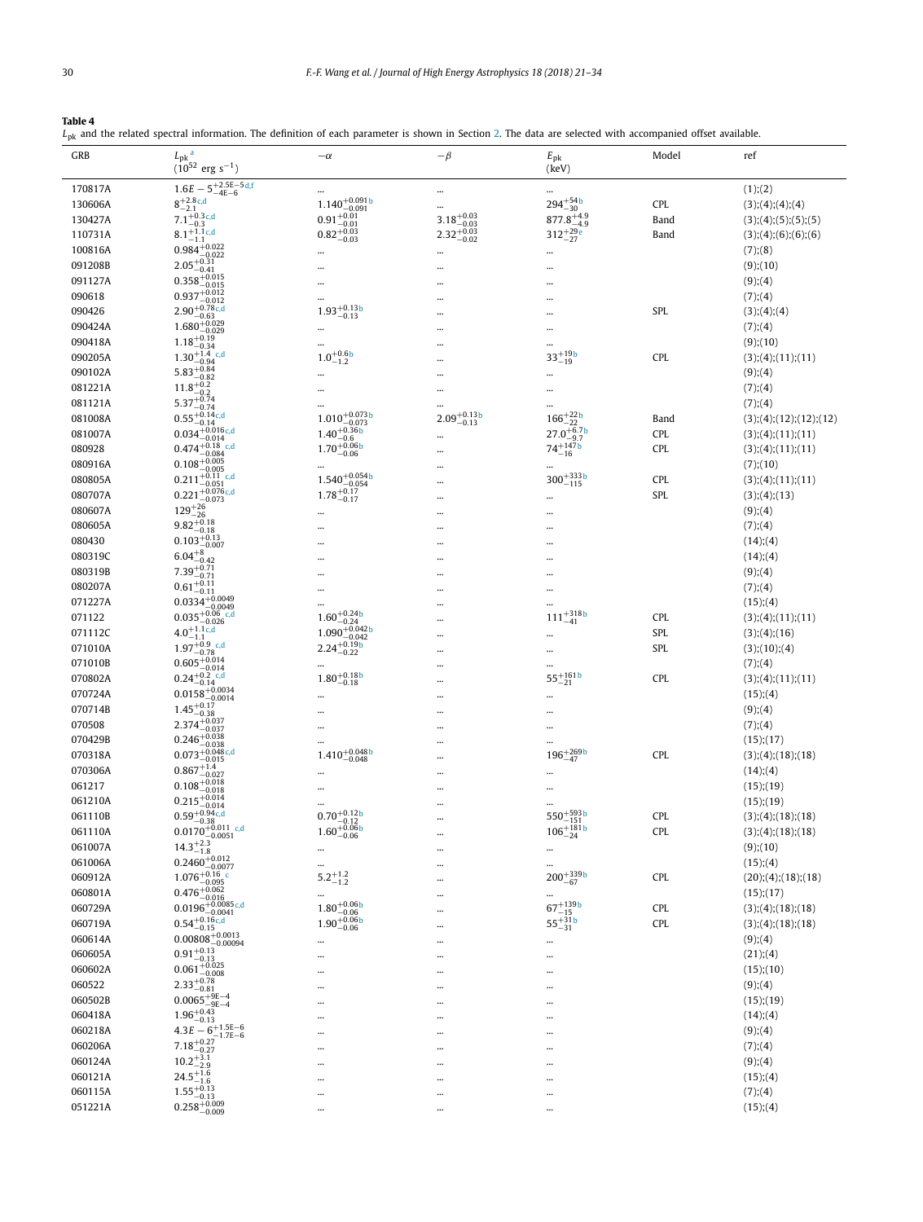**Table 4**

$L_{pk}$ and the related spectral information. The definition of each parameter is shown in Section 2. The data are selected with accompanied offset available.

| GRB | $L_{pk}$ [a] ($10^{52}$ erg s$^{-1}$) | $-\alpha$ | $-\beta$ | $E_{pk}$ (keV) | Model | ref |
|---|---|---|---|---|---|---|
| 170817A | $1.6E-5^{+2.5E-5}_{-4E-6}$ [d,f] | ... | ... | ... | | (1);(2) |
| 130606A | $8^{+2.8}_{-2.1}$ [c,d] | $1.140^{+0.091}_{-0.091}$ [b] | ... | $294^{+54}_{-30}$ [b] | CPL | (3);(4);(4);(4) |
| 130427A | $7.1^{+0.3}_{-0.3}$ [c,d] | $0.91^{+0.01}_{-0.01}$ | $3.18^{+0.03}_{-0.03}$ | $877.8^{+4.9}_{-4.9}$ | Band | (3);(4);(5);(5);(5) |
| 110731A | $8.1^{+1.1}_{-1.1}$ [c,d] | $0.82^{+0.03}_{-0.03}$ | $2.32^{+0.03}_{-0.02}$ | $312^{+29}_{-27}$ [e] | Band | (3);(4);(6);(6);(6) |
| 100816A | $0.984^{+0.022}_{-0.022}$ | ... | ... | ... | | (7);(8) |
| 091208B | $2.05^{+0.31}_{-0.41}$ | ... | ... | ... | | (9);(10) |
| 091127A | $0.358^{+0.015}_{-0.015}$ | ... | ... | ... | | (9);(4) |
| 090618 | $0.937^{+0.012}_{-0.012}$ | ... | ... | ... | | (7);(4) |
| 090426 | $2.90^{+0.78}_{-0.63}$ [c,d] | $1.93^{+0.13}_{-0.13}$ [b] | ... | ... | SPL | (3);(4);(4) |
| 090424A | $1.680^{+0.029}_{-0.029}$ | ... | ... | ... | | (7);(4) |
| 090418A | $1.18^{+0.19}_{-0.34}$ | ... | ... | ... | | (9);(10) |
| 090205A | $1.30^{+1.4}_{-0.94}$ [c,d] | $1.0^{+0.6}_{-1.2}$ [b] | ... | $33^{+19}_{-19}$ [b] | CPL | (3);(4);(11);(11) |
| 090102A | $5.83^{+0.84}_{-0.82}$ | ... | ... | ... | | (9);(4) |
| 081221A | $11.8^{+0.2}_{-0.2}$ | ... | ... | ... | | (7);(4) |
| 081121A | $5.37^{+0.74}_{-0.74}$ | ... | ... | ... | | (7);(4) |
| 081008A | $0.55^{+0.14}_{-0.14}$ [c,d] | $1.010^{+0.073}_{-0.073}$ [b] | $2.09^{+0.13}_{-0.13}$ [b] | $166^{+22}_{-22}$ [b] | Band | (3);(4);(12);(12);(12) |
| 081007A | $0.034^{+0.016}_{-0.014}$ [c,d] | $1.40^{+0.36}_{-0.6}$ [b] | ... | $27.0^{+6.7}_{-9.7}$ [b] | CPL | (3);(4);(11);(11) |
| 080928 | $0.474^{+0.18}_{-0.084}$ [c,d] | $1.70^{+0.06}_{-0.06}$ [b] | ... | $74^{+147}_{-16}$ [b] | CPL | (3);(4);(11);(11) |
| 080916A | $0.108^{+0.005}_{-0.005}$ | ... | ... | ... | | (7);(10) |
| 080805A | $0.211^{+0.11}_{-0.051}$ [c,d] | $1.540^{+0.054}_{-0.054}$ [b] | ... | $300^{+333}_{-115}$ [b] | CPL | (3);(4);(11);(11) |
| 080707A | $0.221^{+0.076}_{-0.073}$ [c,d] | $1.78^{+0.17}_{-0.17}$ | ... | ... | SPL | (3);(4);(13) |
| 080607A | $129^{+26}_{-26}$ | ... | ... | ... | | (9);(4) |
| 080605A | $9.82^{+0.18}_{-0.18}$ | ... | ... | ... | | (7);(4) |
| 080430 | $0.103^{+0.13}_{-0.007}$ | ... | ... | ... | | (14);(4) |
| 080319C | $6.04^{+8}_{-0.42}$ | ... | ... | ... | | (14);(4) |
| 080319B | $7.39^{+0.71}_{-0.71}$ | ... | ... | ... | | (9);(4) |
| 080207A | $0.61^{+0.11}_{-0.11}$ | ... | ... | ... | | (7);(4) |
| 071227A | $0.0334^{+0.0049}_{-0.0049}$ | ... | ... | ... | | (15);(4) |
| 071122 | $0.035^{+0.06}_{-0.026}$ [c,d] | $1.60^{+0.24}_{-0.24}$ [b] | ... | $111^{+318}_{-41}$ [b] | CPL | (3);(4);(11);(11) |
| 071112C | $4.0^{+1.1}_{-1.1}$ [c,d] | $1.090^{+0.042}_{-0.042}$ [b] | ... | ... | SPL | (3);(4);(16) |
| 071010A | $1.97^{+0.9}_{-0.78}$ [c,d] | $2.24^{+0.19}_{-0.22}$ [b] | ... | ... | SPL | (3);(10);(4) |
| 071010B | $0.605^{+0.014}_{-0.014}$ | ... | ... | ... | | (7);(4) |
| 070802A | $0.24^{+0.2}_{-0.14}$ [c,d] | $1.80^{+0.18}_{-0.18}$ [b] | ... | $55^{+161}_{-21}$ [b] | CPL | (3);(4);(11);(11) |
| 070724A | $0.0158^{+0.0034}_{-0.0014}$ | ... | ... | ... | | (15);(4) |
| 070714B | $1.45^{+0.17}_{-0.38}$ | ... | ... | ... | | (9);(4) |
| 070508 | $2.374^{+0.037}_{-0.037}$ | ... | ... | ... | | (7);(4) |
| 070429B | $0.246^{+0.038}_{-0.038}$ | ... | ... | ... | | (15);(17) |
| 070318A | $0.073^{+0.048}_{-0.015}$ [c,d] | $1.410^{+0.048}_{-0.048}$ [b] | ... | $196^{+269}_{-47}$ [b] | CPL | (3);(4);(18);(18) |
| 070306A | $0.867^{+1.4}_{-0.027}$ | ... | ... | ... | | (14);(4) |
| 061217 | $0.108^{+0.018}_{-0.018}$ | ... | ... | ... | | (15);(19) |
| 061210A | $0.215^{+0.014}_{-0.014}$ | ... | ... | ... | | (15);(19) |
| 061110B | $0.59^{+0.94}_{-0.38}$ [c,d] | $0.70^{+0.12}_{-0.12}$ [b] | ... | $550^{+593}_{-151}$ [b] | CPL | (3);(4);(18);(18) |
| 061110A | $0.0170^{+0.011}_{-0.0051}$ [c,d] | $1.60^{+0.06}_{-0.06}$ [b] | ... | $106^{+181}_{-24}$ [b] | CPL | (3);(4);(18);(18) |
| 061007A | $14.3^{+2.3}_{-1.8}$ | ... | ... | ... | | (9);(10) |
| 061006A | $0.2460^{+0.012}_{-0.0077}$ | ... | ... | ... | | (15);(4) |
| 060912A | $1.076^{+0.16}_{-0.095}$ [c] | $5.2^{+1.2}_{-1.2}$ | ... | $200^{+339}_{-67}$ [b] | CPL | (20);(4);(18);(18) |
| 060801A | $0.476^{+0.062}_{-0.016}$ | ... | ... | ... | | (15);(17) |
| 060729A | $0.0196^{+0.0085}_{-0.0041}$ [c,d] | $1.80^{+0.06}_{-0.06}$ [b] | ... | $67^{+139}_{-15}$ [b] | CPL | (3);(4);(18);(18) |
| 060719A | $0.54^{+0.16}_{-0.15}$ [c,d] | $1.90^{+0.06}_{-0.06}$ [b] | ... | $55^{+31}_{-31}$ [b] | CPL | (3);(4);(18);(18) |
| 060614A | $0.00808^{+0.0013}_{-0.00094}$ | ... | ... | ... | | (9);(4) |
| 060605A | $0.91^{+0.13}_{-0.13}$ | ... | ... | ... | | (21);(4) |
| 060602A | $0.061^{+0.025}_{-0.008}$ | ... | ... | ... | | (15);(10) |
| 060522 | $2.33^{+0.78}_{-0.81}$ | ... | ... | ... | | (9);(4) |
| 060502B | $0.0065^{+9E-4}_{-9E-4}$ | ... | ... | ... | | (15);(19) |
| 060418A | $1.96^{+0.43}_{-0.13}$ | ... | ... | ... | | (14);(4) |
| 060218A | $4.3E-6^{+1.5E-6}_{-1.7E-6}$ | ... | ... | ... | | (9);(4) |
| 060206A | $7.18^{+0.27}_{-0.27}$ | ... | ... | ... | | (7);(4) |
| 060124A | $10.2^{+3.1}_{-2.9}$ | ... | ... | ... | | (9);(4) |
| 060121A | $24.5^{+1.6}_{-1.6}$ | ... | ... | ... | | (15);(4) |
| 060115A | $1.55^{+0.13}_{-0.13}$ | ... | ... | ... | | (7);(4) |
| 051221A | $0.258^{+0.009}_{-0.009}$ | ... | ... | ... | | (15);(4) |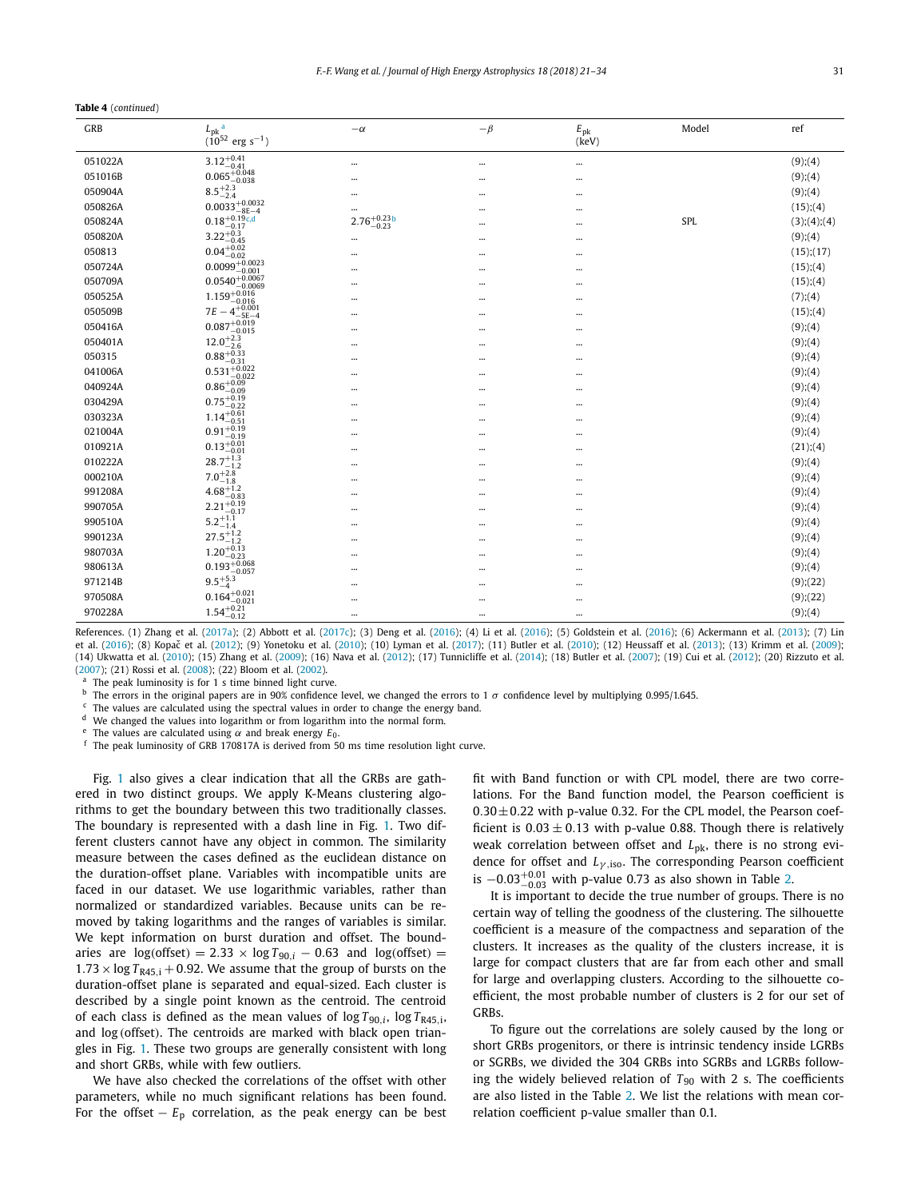**Table 4** (*continued*)

| GRB | $L_{\rm pk}$[a] ($10^{52}$ erg s$^{-1}$) | $-\alpha$ | $-\beta$ | $E_{\rm pk}$ (keV) | Model | ref |
|---|---|---|---|---|---|---|
| 051022A | $3.12^{+0.41}_{-0.41}$ | ... | ... | ... | | (9);(4) |
| 051016B | $0.065^{+0.048}_{-0.038}$ | ... | ... | ... | | (9);(4) |
| 050904A | $8.5^{+2.3}_{-2.4}$ | ... | ... | ... | | (9);(4) |
| 050826A | $0.0033^{+0.0032}_{-8E-4}$ | ... | ... | ... | | (15);(4) |
| 050824A | $0.18^{+0.19}_{-0.17}$[c,d] | $2.76^{+0.23}_{-0.23}$[b] | ... | ... | SPL | (3);(4);(4) |
| 050820A | $3.22^{+0.3}_{-0.45}$ | ... | ... | ... | | (9);(4) |
| 050813 | $0.04^{+0.02}_{-0.02}$ | ... | ... | ... | | (15);(17) |
| 050724A | $0.0099^{+0.0023}_{-0.001}$ | ... | ... | ... | | (15);(4) |
| 050709A | $0.0540^{+0.0067}_{-0.0069}$ | ... | ... | ... | | (15);(4) |
| 050525A | $1.159^{+0.016}_{-0.016}$ | ... | ... | ... | | (7);(4) |
| 050509B | $7E-4^{+0.001}_{-5E-4}$ | ... | ... | ... | | (15);(4) |
| 050416A | $0.087^{+0.019}_{-0.015}$ | ... | ... | ... | | (9);(4) |
| 050401A | $12.0^{+2.3}_{-2.6}$ | ... | ... | ... | | (9);(4) |
| 050315 | $0.88^{+0.33}_{-0.31}$ | ... | ... | ... | | (9);(4) |
| 041006A | $0.531^{+0.022}_{-0.022}$ | ... | ... | ... | | (9);(4) |
| 040924A | $0.86^{+0.09}_{-0.09}$ | ... | ... | ... | | (9);(4) |
| 030429A | $0.75^{+0.19}_{-0.22}$ | ... | ... | ... | | (9);(4) |
| 030323A | $1.14^{+0.61}_{-0.51}$ | ... | ... | ... | | (9);(4) |
| 021004A | $0.91^{+0.19}_{-0.19}$ | ... | ... | ... | | (9);(4) |
| 010921A | $0.13^{+0.01}_{-0.01}$ | ... | ... | ... | | (21);(4) |
| 010222A | $28.7^{+1.3}_{-1.2}$ | ... | ... | ... | | (9);(4) |
| 000210A | $7.0^{+2.8}_{-1.8}$ | ... | ... | ... | | (9);(4) |
| 991208A | $4.68^{+1.2}_{-0.83}$ | ... | ... | ... | | (9);(4) |
| 990705A | $2.21^{+0.19}_{-0.17}$ | ... | ... | ... | | (9);(4) |
| 990510A | $5.2^{+1.1}_{-1.4}$ | ... | ... | ... | | (9);(4) |
| 990123A | $27.5^{+1.2}_{-1.2}$ | ... | ... | ... | | (9);(4) |
| 980703A | $1.20^{+0.13}_{-0.23}$ | ... | ... | ... | | (9);(4) |
| 980613A | $0.193^{+0.068}_{-0.057}$ | ... | ... | ... | | (9);(4) |
| 971214B | $9.5^{+5.3}_{-4}$ | ... | ... | ... | | (9);(22) |
| 970508A | $0.164^{+0.021}_{-0.021}$ | ... | ... | ... | | (9);(22) |
| 970228A | $1.54^{+0.21}_{-0.12}$ | ... | ... | ... | | (9);(4) |

References. (1) Zhang et al. (2017a); (2) Abbott et al. (2017c); (3) Deng et al. (2016); (4) Li et al. (2016); (5) Goldstein et al. (2016); (6) Ackermann et al. (2013); (7) Lin et al. (2016); (8) Kopač et al. (2012); (9) Yonetoku et al. (2010); (10) Lyman et al. (2017); (11) Butler et al. (2010); (12) Heussaff et al. (2013); (13) Krimm et al. (2009); (14) Ukwatta et al. (2010); (15) Zhang et al. (2009); (16) Nava et al. (2012); (17) Tunnicliffe et al. (2014); (18) Butler et al. (2007); (19) Cui et al. (2012); (20) Rizzuto et al. (2007); (21) Rossi et al. (2008); (22) Bloom et al. (2002).

[a] The peak luminosity is for 1 s time binned light curve.

[b] The errors in the original papers are in 90% confidence level, we changed the errors to 1 $\sigma$ confidence level by multiplying 0.995/1.645.

[c] The values are calculated using the spectral values in order to change the energy band.

[d] We changed the values into logarithm or from logarithm into the normal form.

[e] The values are calculated using $\alpha$ and break energy $E_0$.

[f] The peak luminosity of GRB 170817A is derived from 50 ms time resolution light curve.

Fig. 1 also gives a clear indication that all the GRBs are gathered in two distinct groups. We apply K-Means clustering algorithms to get the boundary between this two traditionally classes. The boundary is represented with a dash line in Fig. 1. Two different clusters cannot have any object in common. The similarity measure between the cases defined as the euclidean distance on the duration-offset plane. Variables with incompatible units are faced in our dataset. We use logarithmic variables, rather than normalized or standardized variables. Because units can be removed by taking logarithms and the ranges of variables is similar. We kept information on burst duration and offset. The boundaries are $\log(\text{offset}) = 2.33 \times \log T_{90,i} - 0.63$ and $\log(\text{offset}) = 1.73 \times \log T_{\rm R45,i} + 0.92$. We assume that the group of bursts on the duration-offset plane is separated and equal-sized. Each cluster is described by a single point known as the centroid. The centroid of each class is defined as the mean values of $\log T_{90,i}$, $\log T_{\rm R45,i}$, and $\log(\text{offset})$. The centroids are marked with black open triangles in Fig. 1. These two groups are generally consistent with long and short GRBs, while with few outliers.

We have also checked the correlations of the offset with other parameters, while no much significant relations has been found. For the offset $-$ $E_{\rm p}$ correlation, as the peak energy can be best fit with Band function or with CPL model, there are two correlations. For the Band function model, the Pearson coefficient is $0.30 \pm 0.22$ with p-value 0.32. For the CPL model, the Pearson coefficient is $0.03 \pm 0.13$ with p-value 0.88. Though there is relatively weak correlation between offset and $L_{\rm pk}$, there is no strong evidence for offset and $L_{\gamma,\rm iso}$. The corresponding Pearson coefficient is $-0.03^{+0.01}_{-0.03}$ with p-value 0.73 as also shown in Table 2.

It is important to decide the true number of groups. There is no certain way of telling the goodness of the clustering. The silhouette coefficient is a measure of the compactness and separation of the clusters. It increases as the quality of the clusters increase, it is large for compact clusters that are far from each other and small for large and overlapping clusters. According to the silhouette coefficient, the most probable number of clusters is 2 for our set of GRBs.

To figure out the correlations are solely caused by the long or short GRBs progenitors, or there is intrinsic tendency inside LGRBs or SGRBs, we divided the 304 GRBs into SGRBs and LGRBs following the widely believed relation of $T_{90}$ with 2 s. The coefficients are also listed in the Table 2. We list the relations with mean correlation coefficient p-value smaller than 0.1.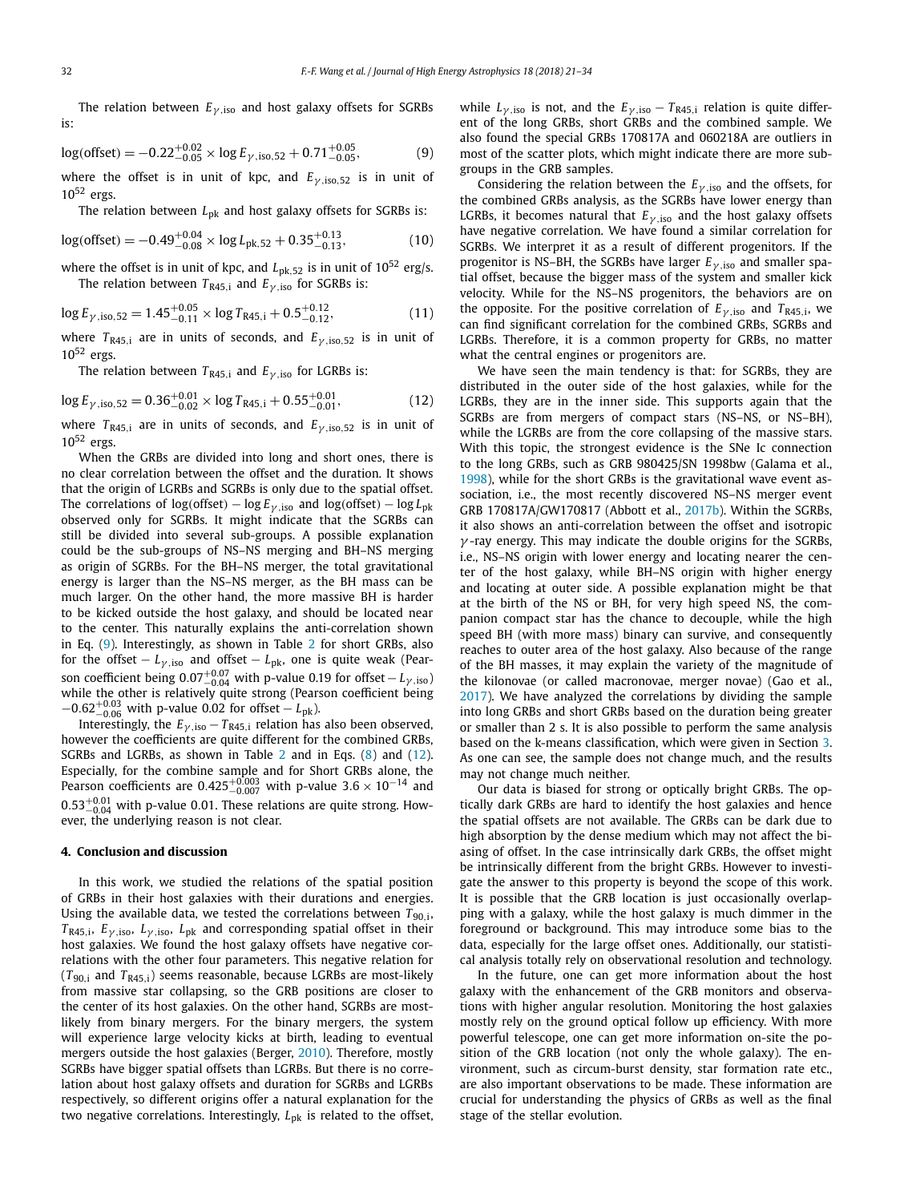The relation between $E_{\gamma,\rm iso}$ and host galaxy offsets for SGRBs is:

$$\log(\text{offset}) = -0.22^{+0.02}_{-0.05} \times \log E_{\gamma,\rm iso,52} + 0.71^{+0.05}_{-0.05}, \tag{9}$$

where the offset is in unit of kpc, and $E_{\gamma,\rm iso,52}$ is in unit of $10^{52}$ ergs.

The relation between $L_{\rm pk}$ and host galaxy offsets for SGRBs is:

$$\log(\text{offset}) = -0.49^{+0.04}_{-0.08} \times \log L_{\rm pk,52} + 0.35^{+0.13}_{-0.13}, \tag{10}$$

where the offset is in unit of kpc, and $L_{\rm pk,52}$ is in unit of $10^{52}$ erg/s.

The relation between $T_{\rm R45,i}$ and $E_{\gamma,\rm iso}$ for SGRBs is:

$$\log E_{\gamma,\rm iso,52} = 1.45^{+0.05}_{-0.11} \times \log T_{\rm R45,i} + 0.5^{+0.12}_{-0.12}, \tag{11}$$

where $T_{\rm R45,i}$ are in units of seconds, and $E_{\gamma,\rm iso,52}$ is in unit of $10^{52}$ ergs.

The relation between $T_{\rm R45,i}$ and $E_{\gamma,\rm iso}$ for LGRBs is:

$$\log E_{\gamma,\rm iso,52} = 0.36^{+0.01}_{-0.02} \times \log T_{\rm R45,i} + 0.55^{+0.01}_{-0.01}, \tag{12}$$

where $T_{\rm R45,i}$ are in units of seconds, and $E_{\gamma,\rm iso,52}$ is in unit of $10^{52}$ ergs.

When the GRBs are divided into long and short ones, there is no clear correlation between the offset and the duration. It shows that the origin of LGRBs and SGRBs is only due to the spatial offset. The correlations of $\log(\text{offset}) - \log E_{\gamma,\rm iso}$ and $\log(\text{offset}) - \log L_{\rm pk}$ observed only for SGRBs. It might indicate that the SGRBs can still be divided into several sub-groups. A possible explanation could be the sub-groups of NS–NS merging and BH–NS merging as origin of SGRBs. For the BH–NS merger, the total gravitational energy is larger than the NS–NS merger, as the BH mass can be much larger. On the other hand, the more massive BH is harder to be kicked outside the host galaxy, and should be located near to the center. This naturally explains the anti-correlation shown in Eq. (9). Interestingly, as shown in Table 2 for short GRBs, also for the offset $- L_{\gamma,\rm iso}$ and offset $- L_{\rm pk}$, one is quite weak (Pearson coefficient being $0.07^{+0.07}_{-0.04}$ with p-value 0.19 for offset $- L_{\gamma,\rm iso}$) while the other is relatively quite strong (Pearson coefficient being $-0.62^{+0.03}_{-0.06}$ with p-value 0.02 for offset $- L_{\rm pk}$).

Interestingly, the $E_{\gamma,\rm iso} - T_{\rm R45,i}$ relation has also been observed, however the coefficients are quite different for the combined GRBs, SGRBs and LGRBs, as shown in Table 2 and in Eqs. (8) and (12). Especially, for the combine sample and for Short GRBs alone, the Pearson coefficients are $0.425^{+0.003}_{-0.007}$ with p-value $3.6 \times 10^{-14}$ and $0.53^{+0.01}_{-0.04}$ with p-value 0.01. These relations are quite strong. However, the underlying reason is not clear.

## 4. Conclusion and discussion

In this work, we studied the relations of the spatial position of GRBs in their host galaxies with their durations and energies. Using the available data, we tested the correlations between $T_{90,\rm i}$, $T_{\rm R45,i}$, $E_{\gamma,\rm iso}$, $L_{\gamma,\rm iso}$, $L_{\rm pk}$ and corresponding spatial offset in their host galaxies. We found the host galaxy offsets have negative correlations with the other four parameters. This negative relation for ($T_{90,\rm i}$ and $T_{\rm R45,i}$) seems reasonable, because LGRBs are most-likely from massive star collapsing, so the GRB positions are closer to the center of its host galaxies. On the other hand, SGRBs are most-likely from binary mergers. For the binary mergers, the system will experience large velocity kicks at birth, leading to eventual mergers outside the host galaxies (Berger, 2010). Therefore, mostly SGRBs have bigger spatial offsets than LGRBs. But there is no correlation about host galaxy offsets and duration for SGRBs and LGRBs respectively, so different origins offer a natural explanation for the two negative correlations. Interestingly, $L_{\rm pk}$ is related to the offset, while $L_{\gamma,\rm iso}$ is not, and the $E_{\gamma,\rm iso} - T_{\rm R45,i}$ relation is quite different of the long GRBs, short GRBs and the combined sample. We also found the special GRBs 170817A and 060218A are outliers in most of the scatter plots, which might indicate there are more subgroups in the GRB samples.

Considering the relation between the $E_{\gamma,\rm iso}$ and the offsets, for the combined GRBs analysis, as the SGRBs have lower energy than LGRBs, it becomes natural that $E_{\gamma,\rm iso}$ and the host galaxy offsets have negative correlation. We have found a similar correlation for SGRBs. We interpret it as a result of different progenitors. If the progenitor is NS–BH, the SGRBs have larger $E_{\gamma,\rm iso}$ and smaller spatial offset, because the bigger mass of the system and smaller kick velocity. While for the NS–NS progenitors, the behaviors are on the opposite. For the positive correlation of $E_{\gamma,\rm iso}$ and $T_{\rm R45,i}$, we can find significant correlation for the combined GRBs, SGRBs and LGRBs. Therefore, it is a common property for GRBs, no matter what the central engines or progenitors are.

We have seen the main tendency is that: for SGRBs, they are distributed in the outer side of the host galaxies, while for the LGRBs, they are in the inner side. This supports again that the SGRBs are from mergers of compact stars (NS–NS, or NS–BH), while the LGRBs are from the core collapsing of the massive stars. With this topic, the strongest evidence is the SNe Ic connection to the long GRBs, such as GRB 980425/SN 1998bw (Galama et al., 1998), while for the short GRBs is the gravitational wave event association, i.e., the most recently discovered NS–NS merger event GRB 170817A/GW170817 (Abbott et al., 2017b). Within the SGRBs, it also shows an anti-correlation between the offset and isotropic $\gamma$-ray energy. This may indicate the double origins for the SGRBs, i.e., NS–NS origin with lower energy and locating nearer the center of the host galaxy, while BH–NS origin with higher energy and locating at outer side. A possible explanation might be that at the birth of the NS or BH, for very high speed NS, the companion compact star has the chance to decouple, while the high speed BH (with more mass) binary can survive, and consequently reaches to outer area of the host galaxy. Also because of the range of the BH masses, it may explain the variety of the magnitude of the kilonovae (or called macronovae, merger novae) (Gao et al., 2017). We have analyzed the correlations by dividing the sample into long GRBs and short GRBs based on the duration being greater or smaller than 2 s. It is also possible to perform the same analysis based on the k-means classification, which were given in Section 3. As one can see, the sample does not change much, and the results may not change much neither.

Our data is biased for strong or optically bright GRBs. The optically dark GRBs are hard to identify the host galaxies and hence the spatial offsets are not available. The GRBs can be dark due to high absorption by the dense medium which may not affect the biasing of offset. In the case intrinsically dark GRBs, the offset might be intrinsically different from the bright GRBs. However to investigate the answer to this property is beyond the scope of this work. It is possible that the GRB location is just occasionally overlapping with a galaxy, while the host galaxy is much dimmer in the foreground or background. This may introduce some bias to the data, especially for the large offset ones. Additionally, our statistical analysis totally rely on observational resolution and technology.

In the future, one can get more information about the host galaxy with the enhancement of the GRB monitors and observations with higher angular resolution. Monitoring the host galaxies mostly rely on the ground optical follow up efficiency. With more powerful telescope, one can get more information on-site the position of the GRB location (not only the whole galaxy). The environment, such as circum-burst density, star formation rate etc., are also important observations to be made. These information are crucial for understanding the physics of GRBs as well as the final stage of the stellar evolution.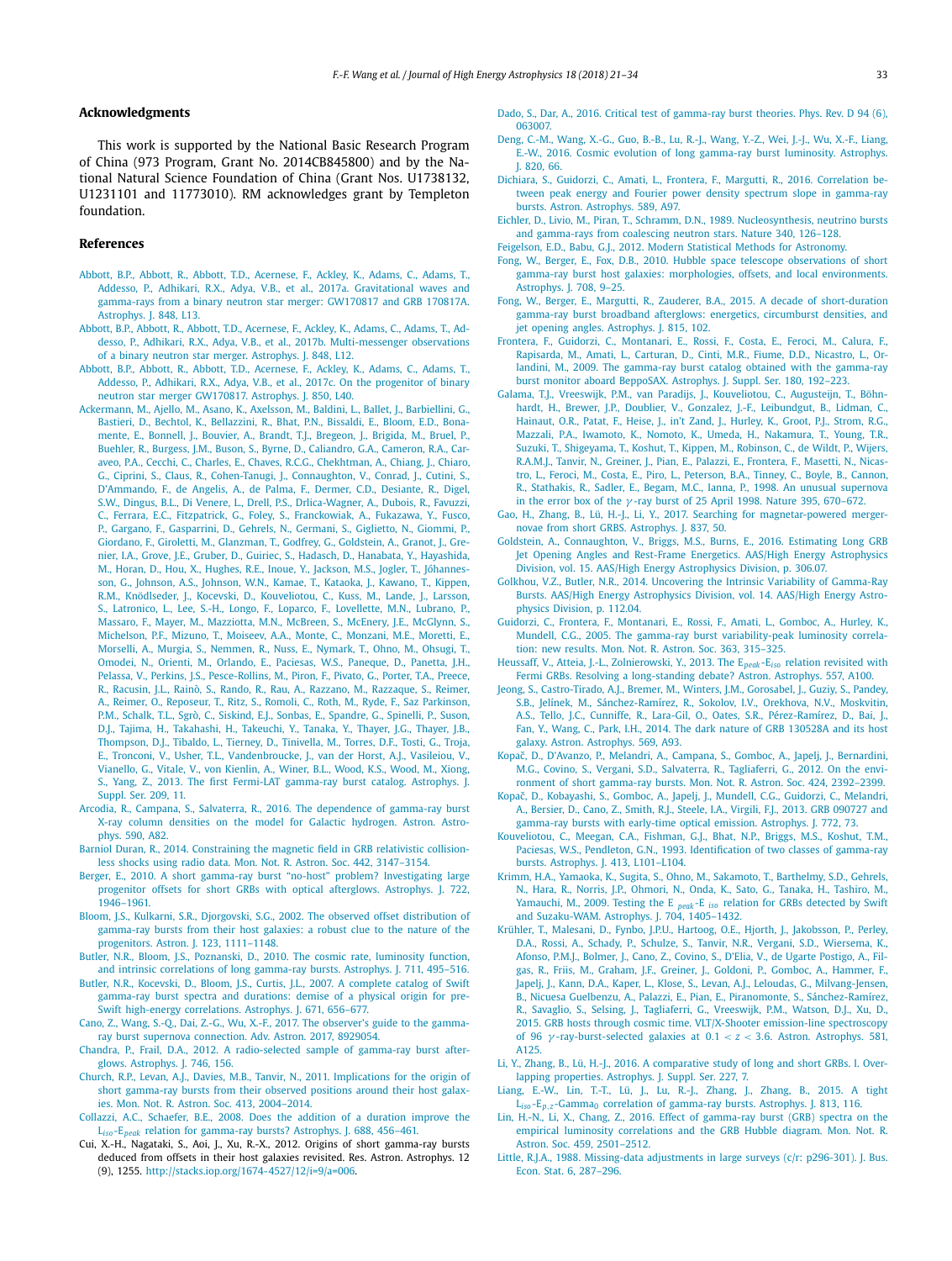## Acknowledgments

This work is supported by the National Basic Research Program of China (973 Program, Grant No. 2014CB845800) and by the National Natural Science Foundation of China (Grant Nos. U1738132, U1231101 and 11773010). RM acknowledges grant by Templeton foundation.

## References

Abbott, B.P., Abbott, R., Abbott, T.D., Acernese, F., Ackley, K., Adams, C., Adams, T., Addesso, P., Adhikari, R.X., Adya, V.B., et al., 2017a. Gravitational waves and gamma-rays from a binary neutron star merger: GW170817 and GRB 170817A. Astrophys. J. 848, L13.

Abbott, B.P., Abbott, R., Abbott, T.D., Acernese, F., Ackley, K., Adams, C., Adams, T., Addesso, P., Adhikari, R.X., Adya, V.B., et al., 2017b. Multi-messenger observations of a binary neutron star merger. Astrophys. J. 848, L12.

Abbott, B.P., Abbott, R., Abbott, T.D., Acernese, F., Ackley, K., Adams, C., Adams, T., Addesso, P., Adhikari, R.X., Adya, V.B., et al., 2017c. On the progenitor of binary neutron star merger GW170817. Astrophys. J. 850, L40.

Ackermann, M., Ajello, M., Asano, K., Axelsson, M., Baldini, L., Ballet, J., Barbiellini, G., Bastieri, D., Bechtol, K., Bellazzini, R., Bhat, P.N., Bissaldi, E., Bloom, E.D., Bonamente, E., Bonnell, J., Bouvier, A., Brandt, T.J., Bregeon, J., Brigida, M., Bruel, P., Buehler, R., Burgess, J.M., Buson, S., Byrne, D., Caliandro, G.A., Cameron, R.A., Caraveo, P.A., Cecchi, C., Charles, E., Chaves, R.C.G., Chekhtman, A., Chiang, J., Chiaro, G., Ciprini, S., Claus, R., Cohen-Tanugi, J., Connaughton, V., Conrad, J., Cutini, S., D'Ammando, F., de Angelis, A., de Palma, F., Dermer, C.D., Desiante, R., Digel, S.W., Dingus, B.L., Di Venere, L., Drell, P.S., Drlica-Wagner, A., Dubois, R., Favuzzi, C., Ferrara, E.C., Fitzpatrick, G., Foley, S., Franckowiak, A., Fukazawa, Y., Fusco, P., Gargano, F., Gasparrini, D., Gehrels, N., Germani, S., Giglietto, N., Giommi, P., Giordano, F., Giroletti, M., Glanzman, T., Godfrey, G., Goldstein, A., Granot, J., Grenier, I.A., Grove, J.E., Gruber, D., Guiriec, S., Hadasch, D., Hanabata, Y., Hayashida, M., Horan, D., Hou, X., Hughes, R.E., Inoue, Y., Jackson, M.S., Jogler, T., Jóhannesson, G., Johnson, A.S., Johnson, W.N., Kamae, T., Kataoka, J., Kawano, T., Kippen, R.M., Knödlseder, J., Kocevski, D., Kouveliotou, C., Kuss, M., Lande, J., Larsson, S., Latronico, L., Lee, S.-H., Longo, F., Loparco, F., Lovellette, M.N., Lubrano, P., Massaro, F., Mayer, M., Mazziotta, M.N., McBreen, S., McEnery, J.E., McGlynn, S., Michelson, P.F., Mizuno, T., Moiseev, A.A., Monte, C., Monzani, M.E., Moretti, E., Morselli, A., Murgia, S., Nemmen, R., Nuss, E., Nymark, T., Ohno, M., Ohsugi, T., Omodei, N., Orienti, M., Orlando, E., Paciesas, W.S., Paneque, D., Panetta, J.H., Pelassa, V., Perkins, J.S., Pesce-Rollins, M., Piron, F., Pivato, G., Porter, T.A., Preece, R., Racusin, J.L., Rainò, S., Rando, R., Rau, A., Razzano, M., Razzaque, S., Reimer, A., Reimer, O., Reposeur, T., Ritz, S., Romoli, C., Roth, M., Ryde, F., Saz Parkinson, P.M., Schalk, T.L., Sgrò, C., Siskind, E.J., Sonbas, E., Spandre, G., Spinelli, P., Suson, D.J., Tajima, H., Takahashi, H., Takeuchi, Y., Tanaka, Y., Thayer, J.G., Thayer, J.B., Thompson, D.J., Tibaldo, L., Tierney, D., Tinivella, M., Torres, D.F., Tosti, G., Troja, E., Tronconi, V., Usher, T.L., Vandenbroucke, J., van der Horst, A.J., Vasileiou, V., Vianello, G., Vitale, V., von Kienlin, A., Winer, B.L., Wood, K.S., Wood, M., Xiong, S., Yang, Z., 2013. The first Fermi-LAT gamma-ray burst catalog. Astrophys. J. Suppl. Ser. 209, 11.

Arcodia, R., Campana, S., Salvaterra, R., 2016. The dependence of gamma-ray burst X-ray column densities on the model for Galactic hydrogen. Astron. Astrophys. 590, A82.

Barniol Duran, R., 2014. Constraining the magnetic field in GRB relativistic collisionless shocks using radio data. Mon. Not. R. Astron. Soc. 442, 3147–3154.

Berger, E., 2010. A short gamma-ray burst "no-host" problem? Investigating large progenitor offsets for short GRBs with optical afterglows. Astrophys. J. 722, 1946–1961.

Bloom, J.S., Kulkarni, S.R., Djorgovski, S.G., 2002. The observed offset distribution of gamma-ray bursts from their host galaxies: a robust clue to the nature of the progenitors. Astron. J. 123, 1111–1148.

Butler, N.R., Bloom, J.S., Poznanski, D., 2010. The cosmic rate, luminosity function, and intrinsic correlations of long gamma-ray bursts. Astrophys. J. 711, 495–516.

Butler, N.R., Kocevski, D., Bloom, J.S., Curtis, J.L., 2007. A complete catalog of Swift gamma-ray burst spectra and durations: demise of a physical origin for pre-Swift high-energy correlations. Astrophys. J. 671, 656–677.

Cano, Z., Wang, S.-Q., Dai, Z.-G., Wu, X.-F., 2017. The observer's guide to the gamma-ray burst supernova connection. Adv. Astron. 2017, 8929054.

Chandra, P., Frail, D.A., 2012. A radio-selected sample of gamma-ray burst afterglows. Astrophys. J. 746, 156.

Church, R.P., Levan, A.J., Davies, M.B., Tanvir, N., 2011. Implications for the origin of short gamma-ray bursts from their observed positions around their host galaxies. Mon. Not. R. Astron. Soc. 413, 2004–2014.

Collazzi, A.C., Schaefer, B.E., 2008. Does the addition of a duration improve the $L_{iso}$-$E_{peak}$ relation for gamma-ray bursts? Astrophys. J. 688, 456–461.

Cui, X.-H., Nagataki, S., Aoi, J., Xu, R.-X., 2012. Origins of short gamma-ray bursts deduced from offsets in their host galaxies revisited. Res. Astron. Astrophys. 12 (9), 1255. http://stacks.iop.org/1674-4527/12/i=9/a=006.

Dado, S., Dar, A., 2016. Critical test of gamma-ray burst theories. Phys. Rev. D 94 (6), 063007.

Deng, C.-M., Wang, X.-G., Guo, B.-B., Lu, R.-J., Wang, Y.-Z., Wei, J.-J., Wu, X.-F., Liang, E.-W., 2016. Cosmic evolution of long gamma-ray burst luminosity. Astrophys. J. 820, 66.

Dichiara, S., Guidorzi, C., Amati, L., Frontera, F., Margutti, R., 2016. Correlation between peak energy and Fourier power density spectrum slope in gamma-ray bursts. Astron. Astrophys. 589, A97.

Eichler, D., Livio, M., Piran, T., Schramm, D.N., 1989. Nucleosynthesis, neutrino bursts and gamma-rays from coalescing neutron stars. Nature 340, 126–128.

Feigelson, E.D., Babu, G.J., 2012. Modern Statistical Methods for Astronomy.

Fong, W., Berger, E., Fox, D.B., 2010. Hubble space telescope observations of short gamma-ray burst host galaxies: morphologies, offsets, and local environments. Astrophys. J. 708, 9–25.

Fong, W., Berger, E., Margutti, R., Zauderer, B.A., 2015. A decade of short-duration gamma-ray burst broadband afterglows: energetics, circumburst densities, and jet opening angles. Astrophys. J. 815, 102.

Frontera, F., Guidorzi, C., Montanari, E., Rossi, F., Costa, E., Feroci, M., Calura, F., Rapisarda, M., Amati, L., Carturan, D., Cinti, M.R., Fiume, D.D., Nicastro, L., Orlandini, M., 2009. The gamma-ray burst catalog obtained with the gamma-ray burst monitor aboard BeppoSAX. Astrophys. J. Suppl. Ser. 180, 192–223.

Galama, T.J., Vreeswijk, P.M., van Paradijs, J., Kouveliotou, C., Augusteijn, T., Böhnhardt, H., Brewer, J.P., Doublier, V., Gonzalez, J.-F., Leibundgut, B., Lidman, C., Hainaut, O.R., Patat, F., Heise, J., in't Zand, J., Hurley, K., Groot, P.J., Strom, R.G., Mazzali, P.A., Iwamoto, K., Nomoto, K., Umeda, H., Nakamura, T., Young, T.R., Suzuki, T., Shigeyama, T., Koshut, T., Kippen, M., Robinson, C., de Wildt, P., Wijers, R.A.M.J., Tanvir, N., Greiner, J., Pian, E., Palazzi, E., Frontera, F., Masetti, N., Nicastro, L., Feroci, M., Costa, E., Piro, L., Peterson, B.A., Tinney, C., Boyle, B., Cannon, R., Stathakis, R., Sadler, E., Begam, M.C., Ianna, P., 1998. An unusual supernova in the error box of the $\gamma$-ray burst of 25 April 1998. Nature 395, 670–672.

Gao, H., Zhang, B., Lü, H.-J., Li, Y., 2017. Searching for magnetar-powered merger-novae from short GRBS. Astrophys. J. 837, 50.

Goldstein, A., Connaughton, V., Briggs, M.S., Burns, E., 2016. Estimating Long GRB Jet Opening Angles and Rest-Frame Energetics. AAS/High Energy Astrophysics Division, vol. 15. AAS/High Energy Astrophysics Division, p. 306.07.

Golkhou, V.Z., Butler, N.R., 2014. Uncovering the Intrinsic Variability of Gamma-Ray Bursts. AAS/High Energy Astrophysics Division, vol. 14. AAS/High Energy Astrophysics Division, p. 112.04.

Guidorzi, C., Frontera, F., Montanari, E., Rossi, F., Amati, L., Gomboc, A., Hurley, K., Mundell, C.G., 2005. The gamma-ray burst variability-peak luminosity correlation: new results. Mon. Not. R. Astron. Soc. 363, 315–325.

Heussaff, V., Atteia, J.-L., Zolnierowski, Y., 2013. The $E_{peak}$-$E_{iso}$ relation revisited with Fermi GRBs. Resolving a long-standing debate? Astron. Astrophys. 557, A100.

Jeong, S., Castro-Tirado, A.J., Bremer, M., Winters, J.M., Gorosabel, J., Guziy, S., Pandey, S.B., Jelínek, M., Sánchez-Ramírez, R., Sokolov, I.V., Orekhova, N.V., Moskvitin, A.S., Tello, J.C., Cunniffe, R., Lara-Gil, O., Oates, S.R., Pérez-Ramírez, D., Bai, J., Fan, Y., Wang, C., Park, I.H., 2014. The dark nature of GRB 130528A and its host galaxy. Astron. Astrophys. 569, A93.

Kopač, D., D'Avanzo, P., Melandri, A., Campana, S., Gomboc, A., Japelj, J., Bernardini, M.G., Covino, S., Vergani, S.D., Salvaterra, R., Tagliaferri, G., 2012. On the environment of short gamma-ray bursts. Mon. Not. R. Astron. Soc. 424, 2392–2399.

Kopač, D., Kobayashi, S., Gomboc, A., Japelj, J., Mundell, C.G., Guidorzi, C., Melandri, A., Bersier, D., Cano, Z., Smith, R.J., Steele, I.A., Virgili, F.J., 2013. GRB 090727 and gamma-ray bursts with early-time optical emission. Astrophys. J. 772, 73.

Kouveliotou, C., Meegan, C.A., Fishman, G.J., Bhat, N.P., Briggs, M.S., Koshut, T.M., Paciesas, W.S., Pendleton, G.N., 1993. Identification of two classes of gamma-ray bursts. Astrophys. J. 413, L101–L104.

Krimm, H.A., Yamaoka, K., Sugita, S., Ohno, M., Sakamoto, T., Barthelmy, S.D., Gehrels, N., Hara, R., Norris, J.P., Ohmori, N., Onda, K., Sato, G., Tanaka, H., Tashiro, M., Yamauchi, M., 2009. Testing the $E_{peak}$-$E_{iso}$ relation for GRBs detected by Swift and Suzaku-WAM. Astrophys. J. 704, 1405–1432.

Krühler, T., Malesani, D., Fynbo, J.P.U., Hartoog, O.E., Hjorth, J., Jakobsson, P., Perley, D.A., Rossi, A., Schady, P., Schulze, S., Tanvir, N.R., Vergani, S.D., Wiersema, K., Afonso, P.M.J., Bolmer, J., Cano, Z., Covino, S., D'Elia, V., de Ugarte Postigo, A., Filgas, R., Friis, M., Graham, J.F., Greiner, J., Goldoni, P., Gomboc, A., Hammer, F., Japelj, J., Kann, D.A., Kaper, L., Klose, S., Levan, A.J., Leloudas, G., Milvang-Jensen, B., Nicuesa Guelbenzu, A., Palazzi, E., Pian, E., Piranomonte, S., Sánchez-Ramírez, R., Savaglio, S., Selsing, J., Tagliaferri, G., Vreeswijk, P.M., Watson, D.J., Xu, D., 2015. GRB hosts through cosmic time. VLT/X-Shooter emission-line spectroscopy of 96 $\gamma$-ray-burst-selected galaxies at $0.1 < z < 3.6$. Astron. Astrophys. 581, A125.

Li, Y., Zhang, B., Lü, H.-J., 2016. A comparative study of long and short GRBs. I. Overlapping properties. Astrophys. J. Suppl. Ser. 227, 7.

Liang, E.-W., Lin, T.-T., Lü, J., Lu, R.-J., Zhang, J., Zhang, B., 2015. A tight $L_{iso}$-$E_{p,z}$-$\Gamma_0$ correlation of gamma-ray bursts. Astrophys. J. 813, 116.

Lin, H.-N., Li, X., Chang, Z., 2016. Effect of gamma-ray burst (GRB) spectra on the empirical luminosity correlations and the GRB Hubble diagram. Mon. Not. R. Astron. Soc. 459, 2501–2512.

Little, R.J.A., 1988. Missing-data adjustments in large surveys (c/r: p296-301). J. Bus. Econ. Stat. 6, 287–296.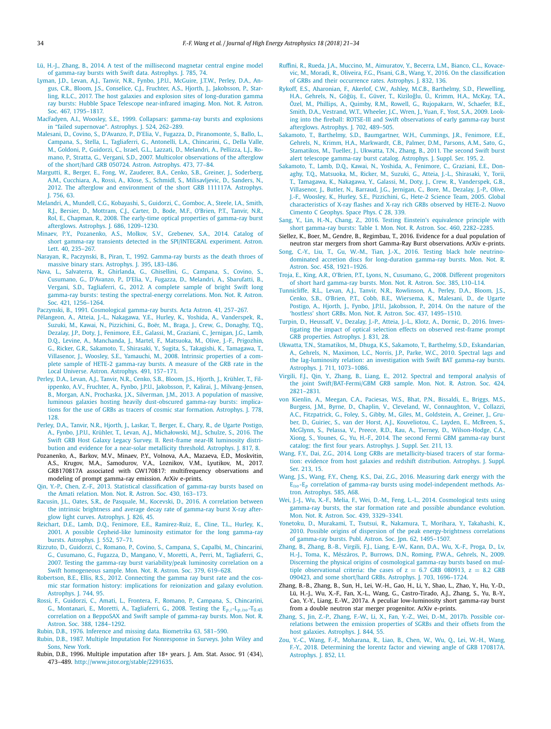Lü, H.-J., Zhang, B., 2014. A test of the millisecond magnetar central engine model of gamma-ray bursts with Swift data. Astrophys. J. 785, 74.

Lyman, J.D., Levan, A.J., Tanvir, N.R., Fynbo, J.P.U., McGuire, J.T.W., Perley, D.A., Angus, C.R., Bloom, J.S., Conselice, C.J., Fruchter, A.S., Hjorth, J., Jakobsson, P., Starling, R.L.C., 2017. The host galaxies and explosion sites of long-duration gamma ray bursts: Hubble Space Telescope near-infrared imaging. Mon. Not. R. Astron. Soc. 467, 1795–1817.

MacFadyen, A.I., Woosley, S.E., 1999. Collapsars: gamma-ray bursts and explosions in "failed supernovae". Astrophys. J. 524, 262–289.

Malesani, D., Covino, S., D'Avanzo, P., D'Elia, V., Fugazza, D., Piranomonte, S., Ballo, L., Campana, S., Stella, L., Tagliaferri, G., Antonelli, L.A., Chincarini, G., Della Valle, M., Goldoni, P., Guidorzi, C., Israel, G.L., Lazzati, D., Melandri, A., Pellizza, L.J., Romano, P., Stratta, G., Vergani, S.D., 2007. Multicolor observations of the afterglow of the short/hard GRB 050724. Astron. Astrophys. 473, 77–84.

Margutti, R., Berger, E., Fong, W., Zauderer, B.A., Cenko, S.B., Greiner, J., Soderberg, A.M., Cucchiara, A., Rossi, A., Klose, S., Schmidl, S., Milisavljevic, D., Sanders, N., 2012. The afterglow and environment of the short GRB 111117A. Astrophys. J. 756, 63.

Melandri, A., Mundell, C.G., Kobayashi, S., Guidorzi, C., Gomboc, A., Steele, I.A., Smith, R.J., Bersier, D., Mottram, C.J., Carter, D., Bode, M.F., O'Brien, P.T., Tanvir, N.R., Rol, E., Chapman, R., 2008. The early-time optical properties of gamma-ray burst afterglows. Astrophys. J. 686, 1209–1230.

Minaev, P.Y., Pozanenko, A.S., Molkov, S.V., Grebenev, S.A., 2014. Catalog of short gamma-ray transients detected in the SPI/INTEGRAL experiment. Astron. Lett. 40, 235–267.

Narayan, R., Paczynski, B., Piran, T., 1992. Gamma-ray bursts as the death throes of massive binary stars. Astrophys. J. 395, L83–L86.

Nava, L., Salvaterra, R., Ghirlanda, G., Ghisellini, G., Campana, S., Covino, S., Cusumano, G., D'Avanzo, P., D'Elia, V., Fugazza, D., Melandri, A., Sbarufatti, B., Vergani, S.D., Tagliaferri, G., 2012. A complete sample of bright Swift long gamma-ray bursts: testing the spectral-energy correlations. Mon. Not. R. Astron. Soc. 421, 1256–1264.

Paczynski, B., 1991. Cosmological gamma-ray bursts. Acta Astron. 41, 257–267.

Pélangeon, A., Atteia, J.-L., Nakagawa, Y.E., Hurley, K., Yoshida, A., Vanderspek, R., Suzuki, M., Kawai, N., Pizzichini, G., Boër, M., Braga, J., Crew, G., Donaghy, T.Q., Dezalay, J.P., Doty, J., Fenimore, E.E., Galassi, M., Graziani, C., Jernigan, J.G., Lamb, D.Q., Levine, A., Manchanda, J., Martel, F., Matsuoka, M., Olive, J.-F., Prigozhin, G., Ricker, G.R., Sakamoto, T., Shirasaki, Y., Sugita, S., Takagishi, K., Tamagawa, T., Villasenor, J., Woosley, S.E., Yamauchi, M., 2008. Intrinsic properties of a complete sample of HETE-2 gamma-ray bursts. A measure of the GRB rate in the Local Universe. Astron. Astrophys. 491, 157–171.

Perley, D.A., Levan, A.J., Tanvir, N.R., Cenko, S.B., Bloom, J.S., Hjorth, J., Krühler, T., Filippenko, A.V., Fruchter, A., Fynbo, J.P.U., Jakobsson, P., Kalirai, J., Milvang-Jensen, B., Morgan, A.N., Prochaska, J.X., Silverman, J.M., 2013. A population of massive, luminous galaxies hosting heavily dust-obscured gamma-ray bursts: implications for the use of GRBs as tracers of cosmic star formation. Astrophys. J. 778, 128.

Perley, D.A., Tanvir, N.R., Hjorth, J., Laskar, T., Berger, E., Chary, R., de Ugarte Postigo, A., Fynbo, J.P.U., Krühler, T., Levan, A.J., Michałowski, M.J., Schulze, S., 2016. The Swift GRB Host Galaxy Legacy Survey. II. Rest-frame near-IR luminosity distribution and evidence for a near-solar metallicity threshold. Astrophys. J. 817, 8.

Pozanenko, A., Barkov, M.V., Minaev, P.Y., Volnova, A.A., Mazaeva, E.D., Moskvitin, A.S., Krugov, M.A., Samodurov, V.A., Loznikov, V.M., Lyutikov, M., 2017. GRB170817A associated with GW170817: multifrequency observations and modeling of prompt gamma-ray emission. ArXiv e-prints.

Qin, Y.-P., Chen, Z.-F., 2013. Statistical classification of gamma-ray bursts based on the Amati relation. Mon. Not. R. Astron. Soc. 430, 163–173.

Racusin, J.L., Oates, S.R., de Pasquale, M., Kocevski, D., 2016. A correlation between the intrinsic brightness and average decay rate of gamma-ray burst X-ray afterglow light curves. Astrophys. J. 826, 45.

Reichart, D.E., Lamb, D.Q., Fenimore, E.E., Ramirez-Ruiz, E., Cline, T.L., Hurley, K., 2001. A possible Cepheid-like luminosity estimator for the long gamma-ray bursts. Astrophys. J. 552, 57–71.

Rizzuto, D., Guidorzi, C., Romano, P., Covino, S., Campana, S., Capalbi, M., Chincarini, G., Cusumano, G., Fugazza, D., Mangano, V., Moretti, A., Perri, M., Tagliaferri, G., 2007. Testing the gamma-ray burst variability/peak luminosity correlation on a Swift homogeneous sample. Mon. Not. R. Astron. Soc. 379, 619–628.

Robertson, B.E., Ellis, R.S., 2012. Connecting the gamma ray burst rate and the cosmic star formation history: implications for reionization and galaxy evolution. Astrophys. J. 744, 95.

Rossi, F., Guidorzi, C., Amati, L., Frontera, F., Romano, P., Campana, S., Chincarini, G., Montanari, E., Moretti, A., Tagliaferri, G., 2008. Testing the $E_{p,i}$-$L_{p,iso}$-$T_{0.45}$ correlation on a BeppoSAX and Swift sample of gamma-ray bursts. Mon. Not. R. Astron. Soc. 388, 1284–1292.

Rubin, D.B., 1976. Inference and missing data. Biometrika 63, 581–590.

Rubin, D.B., 1987. Multiple Imputation For Nonresponse in Surveys. John Wiley and Sons, New York.

Rubin, D.B., 1996. Multiple imputation after 18+ years. J. Am. Stat. Assoc. 91 (434), 473–489. http://www.jstor.org/stable/2291635.

Ruffini, R., Rueda, J.A., Muccino, M., Aimuratov, Y., Becerra, L.M., Bianco, C.L., Kovacevic, M., Moradi, R., Oliveira, F.G., Pisani, G.B., Wang, Y., 2016. On the classification of GRBs and their occurrence rates. Astrophys. J. 832, 136.

Rykoff, E.S., Aharonian, F., Akerlof, C.W., Ashley, M.C.B., Barthelmy, S.D., Flewelling, H.A., Gehrels, N., Göğüş, E., Güver, T., Kiziloğlu, Ü., Krimm, H.A., McKay, T.A., Özel, M., Phillips, A., Quimby, R.M., Rowell, G., Rujopakarn, W., Schaefer, B.E., Smith, D.A., Vestrand, W.T., Wheeler, J.C., Wren, J., Yuan, F., Yost, S.A., 2009. Looking into the fireball: ROTSE-III and Swift observations of early gamma-ray burst afterglows. Astrophys. J. 702, 489–505.

Sakamoto, T., Barthelmy, S.D., Baumgartner, W.H., Cummings, J.R., Fenimore, E.E., Gehrels, N., Krimm, H.A., Markwardt, C.B., Palmer, D.M., Parsons, A.M., Sato, G., Stamatikos, M., Tueller, J., Ukwatta, T.N., Zhang, B., 2011. The second Swift burst alert telescope gamma-ray burst catalog. Astrophys. J. Suppl. Ser. 195, 2.

Sakamoto, T., Lamb, D.Q., Kawai, N., Yoshida, A., Fenimore, C., Graziani, E.E., Donaghy, T.Q., Matsuoka, M., Ricker, M., Suzuki, G., Atteia, J.-L., Shirasaki, Y., Torii, T., Tamagawa, K., Nakagawa, Y., Galassi, M., Doty, J., Crew, R., Vanderspek, G.B., Villasenor, J., Butler, N., Barraud, J.G., Jernigan, C., Bore, M., Dezalay, J.-P., Olive, J.-F., Woosley, K., Hurley, S.E., Pizzichini, G., Hete-2 Science Team, 2005. Global characteristics of X-ray flashes and X-ray rich GRBs observed by HETE-2. Nuovo Cimento C Geophys. Space Phys. C 28, 339.

Sang, Y., Lin, H.-N., Chang, Z., 2016. Testing Einstein's equivalence principle with short gamma-ray bursts: Table 1. Mon. Not. R. Astron. Soc. 460, 2282–2285.

Siellez, K., Boer, M., Gendre, B., Regimbau, T., 2016. Evidence for a dual population of neutron star mergers from short Gamma-Ray Burst observations. ArXiv e-prints.

Song, C.-Y., Liu, T., Gu, W.-M., Tian, J.-X., 2016. Testing black hole neutrino-dominated accretion discs for long-duration gamma-ray bursts. Mon. Not. R. Astron. Soc. 458, 1921–1926.

Troja, E., King, A.R., O'Brien, P.T., Lyons, N., Cusumano, G., 2008. Different progenitors of short hard gamma-ray bursts. Mon. Not. R. Astron. Soc. 385, L10–L14.

Tunnicliffe, R.L., Levan, A.J., Tanvir, N.R., Rowlinson, A., Perley, D.A., Bloom, J.S., Cenko, S.B., O'Brien, P.T., Cobb, B.E., Wiersema, K., Malesani, D., de Ugarte Postigo, A., Hjorth, J., Fynbo, J.P.U., Jakobsson, P., 2014. On the nature of the 'hostless' short GRBs. Mon. Not. R. Astron. Soc. 437, 1495–1510.

Turpin, D., Heussaff, V., Dezalay, J.-P., Atteia, J.-L., Klotz, A., Dornic, D., 2016. Investigating the impact of optical selection effects on observed rest-frame prompt GRB properties. Astrophys. J. 831, 28.

Ukwatta, T.N., Stamatikos, M., Dhuga, K.S., Sakamoto, T., Barthelmy, S.D., Eskandarian, A., Gehrels, N., Maximon, L.C., Norris, J.P., Parke, W.C., 2010. Spectral lags and the lag-luminosity relation: an investigation with Swift BAT gamma-ray bursts. Astrophys. J. 711, 1073–1086.

Virgili, F.J., Qin, Y., Zhang, B., Liang, E., 2012. Spectral and temporal analysis of the joint Swift/BAT-Fermi/GBM GRB sample. Mon. Not. R. Astron. Soc. 424, 2821–2831.

von Kienlin, A., Meegan, C.A., Paciesas, W.S., Bhat, P.N., Bissaldi, E., Briggs, M.S., Burgess, J.M., Byrne, D., Chaplin, V., Cleveland, W., Connaughton, V., Collazzi, A.C., Fitzpatrick, G., Foley, S., Gibby, M., Giles, M., Goldstein, A., Greiner, J., Gruber, D., Guiriec, S., van der Horst, A.J., Kouveliotou, C., Layden, E., McBreen, S., McGlynn, S., Pelassa, V., Preece, R.D., Rau, A., Tierney, D., Wilson-Hodge, C.A., Xiong, S., Younes, G., Yu, H.-F., 2014. The second Fermi GBM gamma-ray burst catalog: the first four years. Astrophys. J. Suppl. Ser. 211, 13.

Wang, F.Y., Dai, Z.G., 2014. Long GRBs are metallicity-biased tracers of star formation: evidence from host galaxies and redshift distribution. Astrophys. J. Suppl. Ser. 213, 15.

Wang, J.S., Wang, F.Y., Cheng, K.S., Dai, Z.G., 2016. Measuring dark energy with the $E_{iso}$-$E_p$ correlation of gamma-ray bursts using model-independent methods. Astron. Astrophys. 585, A68.

Wei, J.-J., Wu, X.-F., Melia, F., Wei, D.-M., Feng, L.-L., 2014. Cosmological tests using gamma-ray bursts, the star formation rate and possible abundance evolution. Mon. Not. R. Astron. Soc. 439, 3329–3341.

Yonetoku, D., Murakami, T., Tsutsui, R., Nakamura, T., Morihara, Y., Takahashi, K., 2010. Possible origins of dispersion of the peak energy-brightness correlations of gamma-ray bursts. Publ. Astron. Soc. Jpn. 62, 1495–1507.

Zhang, B., Zhang, B.-B., Virgili, F.J., Liang, E.-W., Kann, D.A., Wu, X.-F., Proga, D., Lv, H.-J., Toma, K., Mészáros, P., Burrows, D.N., Roming, P.W.A., Gehrels, N., 2009. Discerning the physical origins of cosmological gamma-ray bursts based on multiple observational criteria: the cases of z = 6.7 GRB 080913, z = 8.2 GRB 090423, and some short/hard GRBs. Astrophys. J. 703, 1696–1724.

Zhang, B.-B., Zhang, B., Sun, H., Lei, W.-H., Gao, H., Li, Y., Shao, L., Zhao, Y., Hu, Y.-D., Lü, H.-J., Wu, X.-F., Fan, X.-L., Wang, G., Castro-Tirado, A.J., Zhang, S., Yu, B.-Y., Cao, Y.-Y., Liang, E.-W., 2017a. A peculiar low-luminosity short gamma-ray burst from a double neutron star merger progenitor. ArXiv e-prints.

Zhang, S., Jin, Z.-P., Zhang, F.-W., Li, X., Fan, Y.-Z., Wei, D.-M., 2017b. Possible correlations between the emission properties of SGRBs and their offsets from the host galaxies. Astrophys. J. 844, 55.

Zou, Y.-C., Wang, F.-F., Moharana, R., Liao, B., Chen, W., Wu, Q., Lei, W.-H., Wang, F.-Y., 2018. Determining the lorentz factor and viewing angle of GRB 170817A. Astrophys. J. 852, L1.